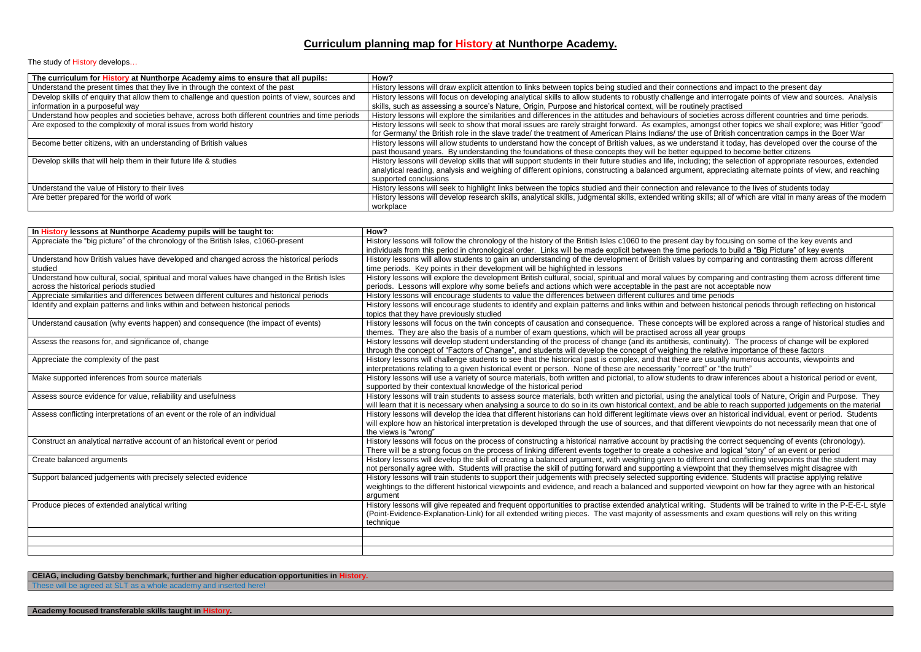# Curriculum planning map for History at Nunthorpe Academy.

The study of History develops…

| The curriculum for History at Nunthorpe Academy aims to ensure that all pupils: | How? |
|---|---|
| Understand the present times that they live in through the context of the past | History lessons will draw explicit attention to links between topics being studied and their connections and impact to the present day |
| Develop skills of enquiry that allow them to challenge and question points of view, sources and information in a purposeful way | History lessons will focus on developing analytical skills to allow students to robustly challenge and interrogate points of view and sources. Analysis skills, such as assessing a source's Nature, Origin, Purpose and historical context, will be routinely practised |
| Understand how peoples and societies behave, across both different countries and time periods | History lessons will explore the similarities and differences in the attitudes and behaviours of societies across different countries and time periods. |
| Are exposed to the complexity of moral issues from world history | History lessons will seek to show that moral issues are rarely straight forward. As examples, amongst other topics we shall explore; was Hitler "good" for Germany/ the British role in the slave trade/ the treatment of American Plains Indians/ the use of British concentration camps in the Boer War |
| Become better citizens, with an understanding of British values | History lessons will allow students to understand how the concept of British values, as we understand it today, has developed over the course of the past thousand years. By understanding the foundations of these concepts they will be better equipped to become better citizens |
| Develop skills that will help them in their future life & studies | History lessons will develop skills that will support students in their future studies and life, including; the selection of appropriate resources, extended analytical reading, analysis and weighing of different opinions, constructing a balanced argument, appreciating alternate points of view, and reaching supported conclusions |
| Understand the value of History to their lives | History lessons will seek to highlight links between the topics studied and their connection and relevance to the lives of students today |
| Are better prepared for the world of work | History lessons will develop research skills, analytical skills, judgmental skills, extended writing skills; all of which are vital in many areas of the modern workplace |

| In History lessons at Nunthorpe Academy pupils will be taught to: | How? |
|---|---|
| Appreciate the "big picture" of the chronology of the British Isles, c1060-present | History lessons will follow the chronology of the history of the British Isles c1060 to the present day by focusing on some of the key events and individuals from this period in chronological order. Links will be made explicit between the time periods to build a "Big Picture" of key events |
| Understand how British values have developed and changed across the historical periods studied | History lessons will allow students to gain an understanding of the development of British values by comparing and contrasting them across different time periods. Key points in their development will be highlighted in lessons |
| Understand how cultural, social, spiritual and moral values have changed in the British Isles across the historical periods studied | History lessons will explore the development British cultural, social, spiritual and moral values by comparing and contrasting them across different time periods. Lessons will explore why some beliefs and actions which were acceptable in the past are not acceptable now |
| Appreciate similarities and differences between different cultures and historical periods | History lessons will encourage students to value the differences between different cultures and time periods |
| Identify and explain patterns and links within and between historical periods | History lessons will encourage students to identify and explain patterns and links within and between historical periods through reflecting on historical topics that they have previously studied |
| Understand causation (why events happen) and consequence (the impact of events) | History lessons will focus on the twin concepts of causation and consequence. These concepts will be explored across a range of historical studies and themes. They are also the basis of a number of exam questions, which will be practised across all year groups |
| Assess the reasons for, and significance of, change | History lessons will develop student understanding of the process of change (and its antithesis, continuity). The process of change will be explored through the concept of "Factors of Change", and students will develop the concept of weighing the relative importance of these factors |
| Appreciate the complexity of the past | History lessons will challenge students to see that the historical past is complex, and that there are usually numerous accounts, viewpoints and interpretations relating to a given historical event or person. None of these are necessarily "correct" or "the truth" |
| Make supported inferences from source materials | History lessons will use a variety of source materials, both written and pictorial, to allow students to draw inferences about a historical period or event, supported by their contextual knowledge of the historical period |
| Assess source evidence for value, reliability and usefulness | History lessons will train students to assess source materials, both written and pictorial, using the analytical tools of Nature, Origin and Purpose. They will learn that it is necessary when analysing a source to do so in its own historical context, and be able to reach supported judgements on the material |
| Assess conflicting interpretations of an event or the role of an individual | History lessons will develop the idea that different historians can hold different legitimate views over an historical individual, event or period. Students will explore how an historical interpretation is developed through the use of sources, and that different viewpoints do not necessarily mean that one of the views is "wrong" |
| Construct an analytical narrative account of an historical event or period | History lessons will focus on the process of constructing a historical narrative account by practising the correct sequencing of events (chronology). There will be a strong focus on the process of linking different events together to create a cohesive and logical "story" of an event or period |
| Create balanced arguments | History lessons will develop the skill of creating a balanced argument, with weighting given to different and conflicting viewpoints that the student may not personally agree with. Students will practise the skill of putting forward and supporting a viewpoint that they themselves might disagree with |
| Support balanced judgements with precisely selected evidence | History lessons will train students to support their judgements with precisely selected supporting evidence. Students will practise applying relative weightings to the different historical viewpoints and evidence, and reach a balanced and supported viewpoint on how far they agree with an historical argument |
| Produce pieces of extended analytical writing | History lessons will give repeated and frequent opportunities to practise extended analytical writing. Students will be trained to write in the P-E-E-L style (Point-Evidence-Explanation-Link) for all extended writing pieces. The vast majority of assessments and exam questions will rely on this writing technique |
| | |
| | |
| | |

**CEIAG, including Gatsby benchmark, further and higher education opportunities in History.**

These will be agreed at SLT as a whole academy and inserted here!

**Academy focused transferable skills taught in History.**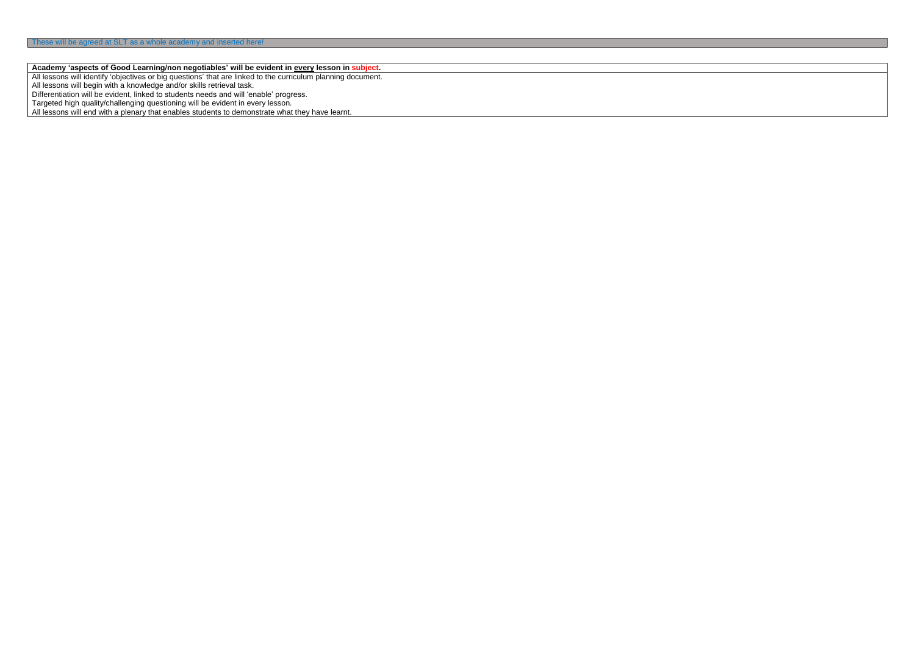These will be agreed at SLT as a whole academy and inserted here!

| **Academy ‘aspects of Good Learning/non negotiables’ will be evident in every lesson in subject.** |
|---|
| All lessons will identify ‘objectives or big questions’ that are linked to the curriculum planning document.<br>All lessons will begin with a knowledge and/or skills retrieval task.<br>Differentiation will be evident, linked to students needs and will ‘enable’ progress.<br>Targeted high quality/challenging questioning will be evident in every lesson.<br>All lessons will end with a plenary that enables students to demonstrate what they have learnt. |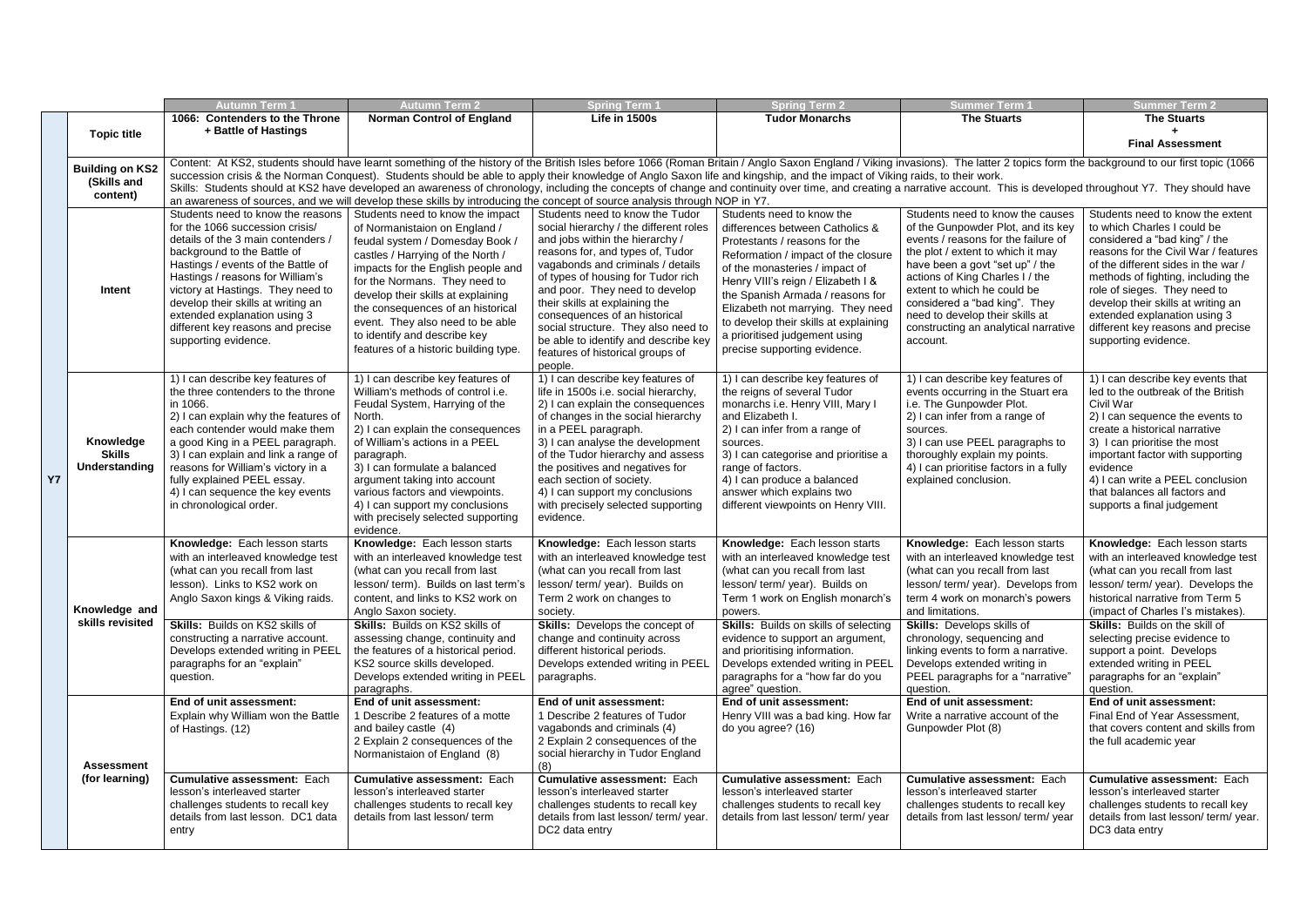| | | Autumn Term 1 | Autumn Term 2 | Spring Term 1 | Spring Term 2 | Summer Term 1 | Summer Term 2 |
|---|---|---|---|---|---|---|---|
| Y7 | **Topic title** | **1066: Contenders to the Throne + Battle of Hastings** | **Norman Control of England** | **Life in 1500s** | **Tudor Monarchs** | **The Stuarts** | **The Stuarts + Final Assessment** |
| | **Building on KS2 (Skills and content)** | Content: At KS2, students should have learnt something of the history of the British Isles before 1066 (Roman Britain / Anglo Saxon England / Viking invasions). The latter 2 topics form the background to our first topic (1066 succession crisis & the Norman Conquest). Students should be able to apply their knowledge of Anglo Saxon life and kingship, and the impact of Viking raids, to their work. Skills: Students should at KS2 have developed an awareness of chronology, including the concepts of change and continuity over time, and creating a narrative account. This is developed throughout Y7. They should have an awareness of sources, and we will develop these skills by introducing the concept of source analysis through NOP in Y7. | | | | | |
| | **Intent** | Students need to know the reasons for the 1066 succession crisis/ details of the 3 main contenders / background to the Battle of Hastings / events of the Battle of Hastings / reasons for William's victory at Hastings. They need to develop their skills at writing an extended explanation using 3 different key reasons and precise supporting evidence. | Students need to know the impact of Normanistaion on England / feudal system / Domesday Book / castles / Harrying of the North / impacts for the English people and for the Normans. They need to develop their skills at explaining the consequences of an historical event. They also need to be able to identify and describe key features of a historic building type. | Students need to know the Tudor social hierarchy / the different roles and jobs within the hierarchy / reasons for, and types of, Tudor vagabonds and criminals / details of types of housing for Tudor rich and poor. They need to develop their skills at explaining the consequences of an historical social structure. They also need to be able to identify and describe key features of historical groups of people. | Students need to know the differences between Catholics & Protestants / reasons for the Reformation / impact of the closure of the monasteries / impact of Henry VIII's reign / Elizabeth I & the Spanish Armada / reasons for Elizabeth not marrying. They need to develop their skills at explaining a prioritised judgement using precise supporting evidence. | Students need to know the causes of the Gunpowder Plot, and its key events / reasons for the failure of the plot / extent to which it may have been a govt "set up" / the actions of King Charles I / the extent to which he could be considered a "bad king". They need to develop their skills at constructing an analytical narrative account. | Students need to know the extent to which Charles I could be considered a "bad king" / the reasons for the Civil War / features of the different sides in the war / methods of fighting, including the role of sieges. They need to develop their skills at writing an extended explanation using 3 different key reasons and precise supporting evidence. |
| | **Knowledge Skills Understanding** | 1) I can describe key features of the three contenders to the throne in 1066.<br>2) I can explain why the features of each contender would make them a good King in a PEEL paragraph.<br>3) I can explain and link a range of reasons for William's victory in a fully explained PEEL essay.<br>4) I can sequence the key events in chronological order. | 1) I can describe key features of William's methods of control i.e. Feudal System, Harrying of the North.<br>2) I can explain the consequences of William's actions in a PEEL paragraph.<br>3) I can formulate a balanced argument taking into account various factors and viewpoints.<br>4) I can support my conclusions with precisely selected supporting evidence. | 1) I can describe key features of life in 1500s i.e. social hierarchy,<br>2) I can explain the consequences of changes in the social hierarchy in a PEEL paragraph.<br>3) I can analyse the development of the Tudor hierarchy and assess the positives and negatives for each section of society.<br>4) I can support my conclusions with precisely selected supporting evidence. | 1) I can describe key features of the reigns of several Tudor monarchs i.e. Henry VIII, Mary I and Elizabeth I.<br>2) I can infer from a range of sources.<br>3) I can categorise and prioritise a range of factors.<br>4) I can produce a balanced answer which explains two different viewpoints on Henry VIII. | 1) I can describe key features of events occurring in the Stuart era i.e. The Gunpowder Plot.<br>2) I can infer from a range of sources.<br>3) I can use PEEL paragraphs to thoroughly explain my points.<br>4) I can prioritise factors in a fully explained conclusion. | 1) I can describe key events that led to the outbreak of the British Civil War<br>2) I can sequence the events to create a historical narrative<br>3) I can prioritise the most important factor with supporting evidence<br>4) I can write a PEEL conclusion that balances all factors and supports a final judgement |
| | **Knowledge and skills revisited** | **Knowledge:** Each lesson starts with an interleaved knowledge test (what can you recall from last lesson). Links to KS2 work on Anglo Saxon kings & Viking raids.<br>**Skills:** Builds on KS2 skills of constructing a narrative account. Develops extended writing in PEEL paragraphs for an "explain" question. | **Knowledge:** Each lesson starts with an interleaved knowledge test (what can you recall from last lesson/ term). Builds on last term's content, and links to KS2 work on Anglo Saxon society.<br>**Skills:** Builds on KS2 skills of assessing change, continuity and the features of a historical period. KS2 source skills developed. Develops extended writing in PEEL paragraphs. | **Knowledge:** Each lesson starts with an interleaved knowledge test (what can you recall from last lesson/ term/ year). Builds on Term 2 work on changes to society.<br>**Skills:** Develops the concept of change and continuity across different historical periods. Develops extended writing in PEEL paragraphs. | **Knowledge:** Each lesson starts with an interleaved knowledge test (what can you recall from last lesson/ term/ year). Builds on Term 1 work on English monarch's powers.<br>**Skills:** Builds on skills of selecting evidence to support an argument, and prioritising information. Develops extended writing in PEEL paragraphs for a "how far do you agree" question. | **Knowledge:** Each lesson starts with an interleaved knowledge test (what can you recall from last lesson/ term/ year). Develops from term 4 work on monarch's powers and limitations.<br>**Skills:** Develops skills of chronology, sequencing and linking events to form a narrative. Develops extended writing in PEEL paragraphs for a "narrative" question. | **Knowledge:** Each lesson starts with an interleaved knowledge test (what can you recall from last lesson/ term/ year). Develops the historical narrative from Term 5 (impact of Charles I's mistakes).<br>**Skills:** Builds on the skill of selecting precise evidence to support a point. Develops extended writing in PEEL paragraphs for an "explain" question. |
| | **Assessment (for learning)** | **End of unit assessment:** Explain why William won the Battle of Hastings. (12)<br>**Cumulative assessment:** Each lesson's interleaved starter challenges students to recall key details from last lesson. DC1 data entry | **End of unit assessment:** 1 Describe 2 features of a motte and bailey castle (4) 2 Explain 2 consequences of the Normanistaion of England (8)<br>**Cumulative assessment:** Each lesson's interleaved starter challenges students to recall key details from last lesson/ term | **End of unit assessment:** 1 Describe 2 features of Tudor vagabonds and criminals (4) 2 Explain 2 consequences of the social hierarchy in Tudor England (8)<br>**Cumulative assessment:** Each lesson's interleaved starter challenges students to recall key details from last lesson/ term/ year. DC2 data entry | **End of unit assessment:** Henry VIII was a bad king. How far do you agree? (16)<br>**Cumulative assessment:** Each lesson's interleaved starter challenges students to recall key details from last lesson/ term/ year | **End of unit assessment:** Write a narrative account of the Gunpowder Plot (8)<br>**Cumulative assessment:** Each lesson's interleaved starter challenges students to recall key details from last lesson/ term/ year | **End of unit assessment:** Final End of Year Assessment, that covers content and skills from the full academic year<br>**Cumulative assessment:** Each lesson's interleaved starter challenges students to recall key details from last lesson/ term/ year. DC3 data entry |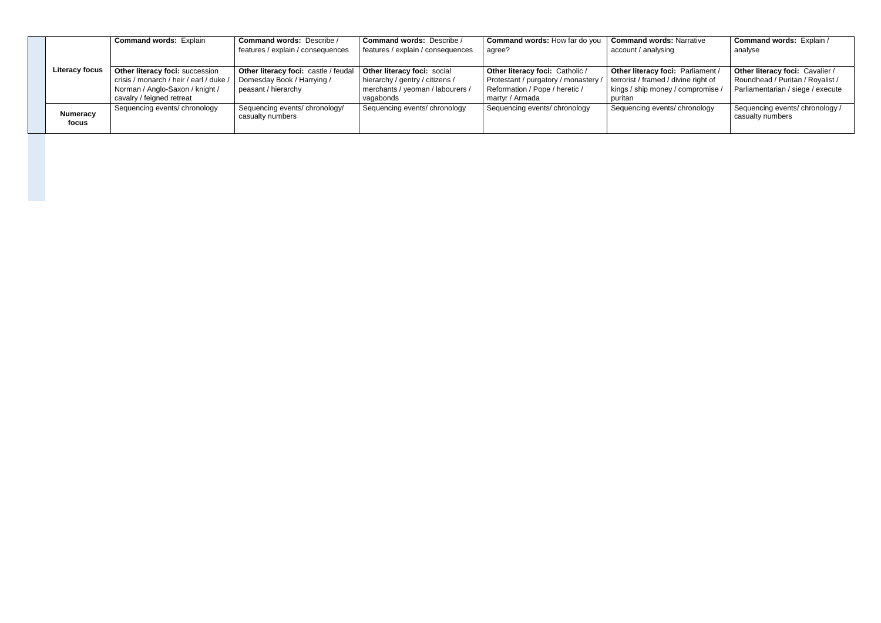| | | | | | | | |
|---|---|---|---|---|---|---|---|
| | **Literacy focus** | **Command words:** Explain<br><br>**Other literacy foci:** succession crisis / monarch / heir / earl / duke / Norman / Anglo-Saxon / knight / cavalry / feigned retreat | **Command words:** Describe / features / explain / consequences<br><br>**Other literacy foci:** castle / feudal Domesday Book / Harrying / peasant / hierarchy | **Command words:** Describe / features / explain / consequences<br><br>**Other literacy foci:** social hierarchy / gentry / citizens / merchants / yeoman / labourers / vagabonds | **Command words:** How far do you agree?<br><br>**Other literacy foci:** Catholic / Protestant / purgatory / monastery / Reformation / Pope / heretic / martyr / Armada | **Command words:** Narrative account / analysing<br><br>**Other literacy foci:** Parliament / terrorist / framed / divine right of kings / ship money / compromise / puritan | **Command words:** Explain / analyse<br><br>**Other literacy foci:** Cavalier / Roundhead / Puritan / Royalist / Parliamentarian / siege / execute |
| | **Numeracy focus** | Sequencing events/ chronology | Sequencing events/ chronology/ casualty numbers | Sequencing events/ chronology | Sequencing events/ chronology | Sequencing events/ chronology | Sequencing events/ chronology / casualty numbers |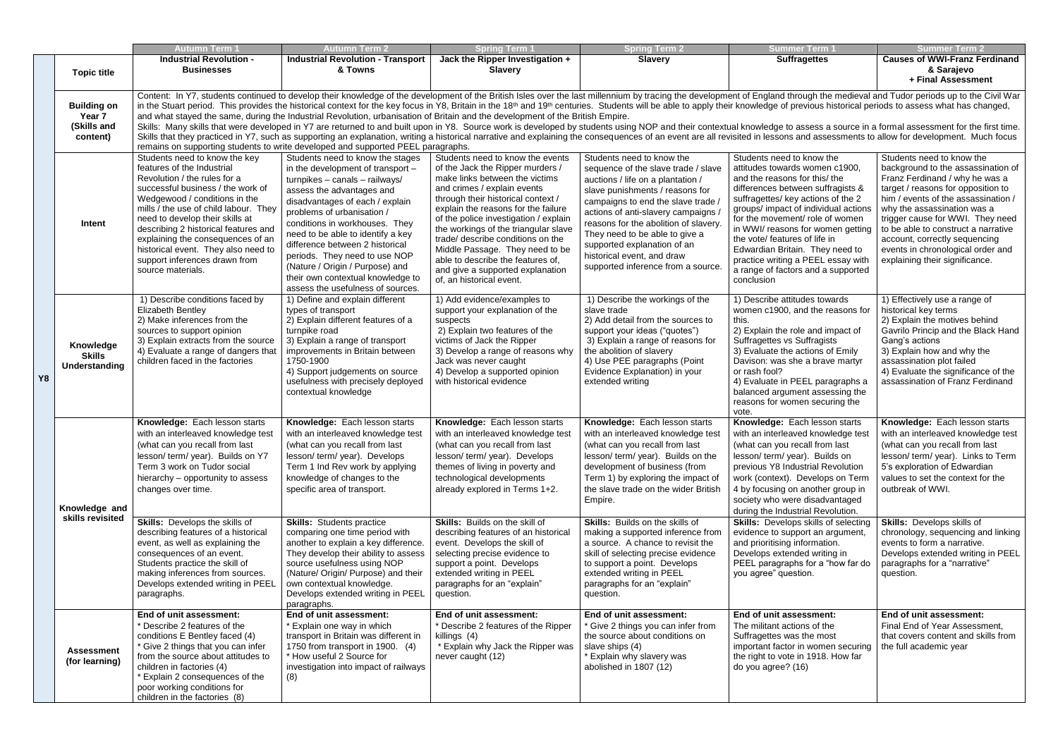| | | Autumn Term 1 | Autumn Term 2 | Spring Term 1 | Spring Term 2 | Summer Term 1 | Summer Term 2 |
|---|---|---|---|---|---|---|---|
| Y8 | **Topic title** | **Industrial Revolution - Businesses** | **Industrial Revolution - Transport & Towns** | **Jack the Ripper Investigation + Slavery** | **Slavery** | **Suffragettes** | **Causes of WWI-Franz Ferdinand & Sarajevo + Final Assessment** |
| | **Building on Year 7 (Skills and content)** | Content: In Y7, students continued to develop their knowledge of the development of the British Isles over the last millennium by tracing the development of England through the medieval and Tudor periods up to the Civil War in the Stuart period. This provides the historical context for the key focus in Y8, Britain in the 18th and 19th centuries. Students will be able to apply their knowledge of previous historical periods to assess what has changed, and what stayed the same, during the Industrial Revolution, urbanisation of Britain and the development of the British Empire. Skills: Many skills that were developed in Y7 are returned to and built upon in Y8. Source work is developed by students using NOP and their contextual knowledge to assess a source in a formal assessment for the first time. Skills that they practiced in Y7, such as supporting an explanation, writing a historical narrative and explaining the consequences of an event are all revisited in lessons and assessments to allow for development. Much focus remains on supporting students to write developed and supported PEEL paragraphs. | | | | | |
| | **Intent** | Students need to know the key features of the Industrial Revolution / the rules for a successful business / the work of Wedgewood / conditions in the mills / the use of child labour. They need to develop their skills at describing 2 historical features and explaining the consequences of an historical event. They also need to support inferences drawn from source materials. | Students need to know the stages in the development of transport – turnpikes – canals – railways/ assess the advantages and disadvantages of each / explain problems of urbanisation / conditions in workhouses. They need to be able to identify a key difference between 2 historical periods. They need to use NOP (Nature / Origin / Purpose) and their own contextual knowledge to assess the usefulness of sources. | Students need to know the events of the Jack the Ripper murders / make links between the victims and crimes / explain events through their historical context / explain the reasons for the failure of the police investigation / explain the workings of the triangular slave trade/ describe conditions on the Middle Passage. They need to be able to describe the features of, and give a supported explanation of, an historical event. | Students need to know the sequence of the slave trade / slave auctions / life on a plantation / slave punishments / reasons for campaigns to end the slave trade / actions of anti-slavery campaigns / reasons for the abolition of slavery. They need to be able to give a supported explanation of an historical event, and draw supported inference from a source. | Students need to know the attitudes towards women c1900, and the reasons for this/ the differences between suffragists & suffragettes/ key actions of the 2 groups/ impact of individual actions in WWI/ reasons for women getting the vote/ features of life in Edwardian Britain. They need to practice writing a PEEL essay with a range of factors and a supported conclusion | Students need to know the background to the assassination of Franz Ferdinand / why he was a target / reasons for opposition to him / events of the assassination / why the assassination was a trigger cause for WWI. They need to be able to construct a narrative account, correctly sequencing events in chronological order and explaining their significance. |
| | **Knowledge Skills Understanding** | 1) Describe conditions faced by Elizabeth Bentley<br>2) Make inferences from the sources to support opinion<br>3) Explain extracts from the source<br>4) Evaluate a range of dangers that children faced in the factories | 1) Define and explain different types of transport<br>2) Explain different features of a turnpike road<br>3) Explain a range of transport improvements in Britain between 1750-1900<br>4) Support judgements on source usefulness with precisely deployed contextual knowledge | 1) Add evidence/examples to support your explanation of the suspects<br>2) Explain two features of the victims of Jack the Ripper<br>3) Develop a range of reasons why Jack was never caught<br>4) Develop a supported opinion with historical evidence | 1) Describe the workings of the slave trade<br>2) Add detail from the sources to support your ideas ("quotes")<br>3) Explain a range of reasons for the abolition of slavery<br>4) Use PEE paragraphs (Point Evidence Explanation) in your extended writing | 1) Describe attitudes towards women c1900, and the reasons for this.<br>2) Explain the role and impact of Suffragettes vs Suffragists<br>3) Evaluate the actions of Emily Davison: was she a brave martyr or rash fool?<br>4) Evaluate in PEEL paragraphs a balanced argument assessing the reasons for women securing the vote. | 1) Effectively use a range of historical key terms<br>2) Explain the motives behind Gavrilo Princip and the Black Hand Gang's actions<br>3) Explain how and why the assassination plot failed<br>4) Evaluate the significance of the assassination of Franz Ferdinand |
| | **Knowledge and skills revisited** | **Knowledge:** Each lesson starts with an interleaved knowledge test (what can you recall from last lesson/ term/ year). Builds on Y7 Term 3 work on Tudor social hierarchy – opportunity to assess changes over time. | **Knowledge:** Each lesson starts with an interleaved knowledge test (what can you recall from last lesson/ term/ year). Develops Term 1 Ind Rev work by applying knowledge of changes to the specific area of transport. | **Knowledge:** Each lesson starts with an interleaved knowledge test (what can you recall from last lesson/ term/ year). Develops themes of living in poverty and technological developments already explored in Terms 1+2. | **Knowledge:** Each lesson starts with an interleaved knowledge test (what can you recall from last lesson/ term/ year). Builds on the development of business (from Term 1) by exploring the impact of the slave trade on the wider British Empire. | **Knowledge:** Each lesson starts with an interleaved knowledge test (what can you recall from last lesson/ term/ year). Builds on previous Y8 Industrial Revolution work (context). Develops on Term 4 by focusing on another group in society who were disadvantaged during the Industrial Revolution. | **Knowledge:** Each lesson starts with an interleaved knowledge test (what can you recall from last lesson/ term/ year). Links to Term 5's exploration of Edwardian values to set the context for the outbreak of WWI. |
| | | **Skills:** Develops the skills of describing features of a historical event, as well as explaining the consequences of an event. Students practice the skill of making inferences from sources. Develops extended writing in PEEL paragraphs. | **Skills:** Students practice comparing one time period with another to explain a key difference. They develop their ability to assess source usefulness using NOP (Nature/ Origin/ Purpose) and their own contextual knowledge. Develops extended writing in PEEL paragraphs. | **Skills:** Builds on the skill of describing features of an historical event. Develops the skill of selecting precise evidence to support a point. Develops extended writing in PEEL paragraphs for an "explain" question. | **Skills:** Builds on the skills of making a supported inference from a source. A chance to revisit the skill of selecting precise evidence to support a point. Develops extended writing in PEEL paragraphs for an "explain" question. | **Skills:** Develops skills of selecting evidence to support an argument, and prioritising information. Develops extended writing in PEEL paragraphs for a "how far do you agree" question. | **Skills:** Develops skills of chronology, sequencing and linking events to form a narrative. Develops extended writing in PEEL paragraphs for a "narrative" question. |
| | **Assessment (for learning)** | **End of unit assessment:**<br>* Describe 2 features of the conditions E Bentley faced (4)<br>* Give 2 things that you can infer from the source about attitudes to children in factories (4)<br>* Explain 2 consequences of the poor working conditions for children in the factories (8) | **End of unit assessment:**<br>* Explain one way in which transport in Britain was different in 1750 from transport in 1900. (4)<br>* How useful 2 Source for investigation into impact of railways (8) | **End of unit assessment:**<br>* Describe 2 features of the Ripper killings (4)<br>* Explain why Jack the Ripper was never caught (12) | **End of unit assessment:**<br>* Give 2 things you can infer from the source about conditions on slave ships (4)<br>* Explain why slavery was abolished in 1807 (12) | **End of unit assessment:**<br>The militant actions of the Suffragettes was the most important factor in women securing the right to vote in 1918. How far do you agree? (16) | **End of unit assessment:**<br>Final End of Year Assessment, that covers content and skills from the full academic year |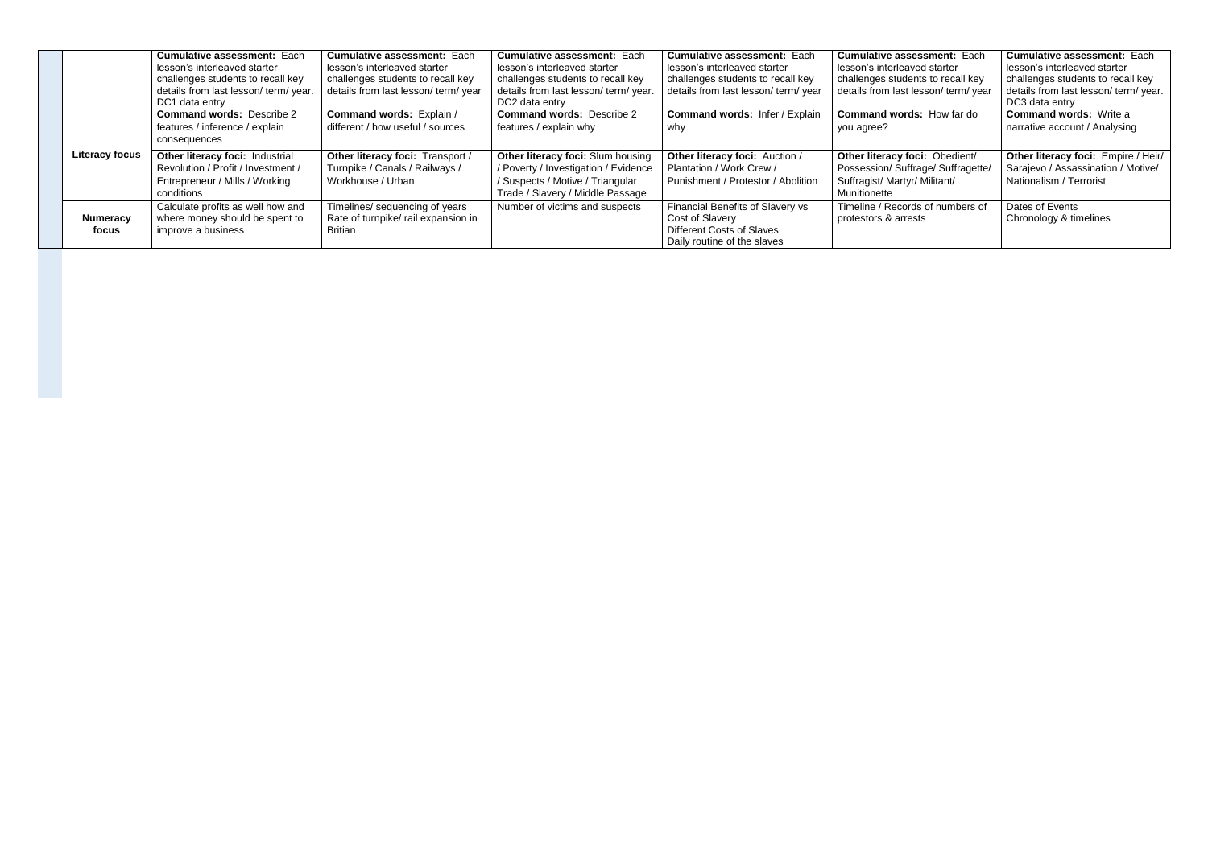| | | | | | | |
|---|---|---|---|---|---|---|
| | **Cumulative assessment:** Each lesson's interleaved starter challenges students to recall key details from last lesson/ term/ year. DC1 data entry | **Cumulative assessment:** Each lesson's interleaved starter challenges students to recall key details from last lesson/ term/ year | **Cumulative assessment:** Each lesson's interleaved starter challenges students to recall key details from last lesson/ term/ year. DC2 data entry | **Cumulative assessment:** Each lesson's interleaved starter challenges students to recall key details from last lesson/ term/ year | **Cumulative assessment:** Each lesson's interleaved starter challenges students to recall key details from last lesson/ term/ year | **Cumulative assessment:** Each lesson's interleaved starter challenges students to recall key details from last lesson/ term/ year. DC3 data entry |
| **Literacy focus** | **Command words:** Describe 2 features / inference / explain consequences | **Command words:** Explain / different / how useful / sources | **Command words:** Describe 2 features / explain why | **Command words:** Infer / Explain why | **Command words:** How far do you agree? | **Command words:** Write a narrative account / Analysing |
| | **Other literacy foci:** Industrial Revolution / Profit / Investment / Entrepreneur / Mills / Working conditions | **Other literacy foci:** Transport / Turnpike / Canals / Railways / Workhouse / Urban | **Other literacy foci:** Slum housing / Poverty / Investigation / Evidence / Suspects / Motive / Triangular Trade / Slavery / Middle Passage | **Other literacy foci:** Auction / Plantation / Work Crew / Punishment / Protestor / Abolition | **Other literacy foci:** Obedient/ Possession/ Suffrage/ Suffragette/ Suffragist/ Martyr/ Militant/ Munitionette | **Other literacy foci:** Empire / Heir/ Sarajevo / Assassination / Motive/ Nationalism / Terrorist |
| **Numeracy focus** | Calculate profits as well how and where money should be spent to improve a business | Timelines/ sequencing of years Rate of turnpike/ rail expansion in Britian | Number of victims and suspects | Financial Benefits of Slavery vs Cost of Slavery Different Costs of Slaves Daily routine of the slaves | Timeline / Records of numbers of protestors & arrests | Dates of Events Chronology & timelines |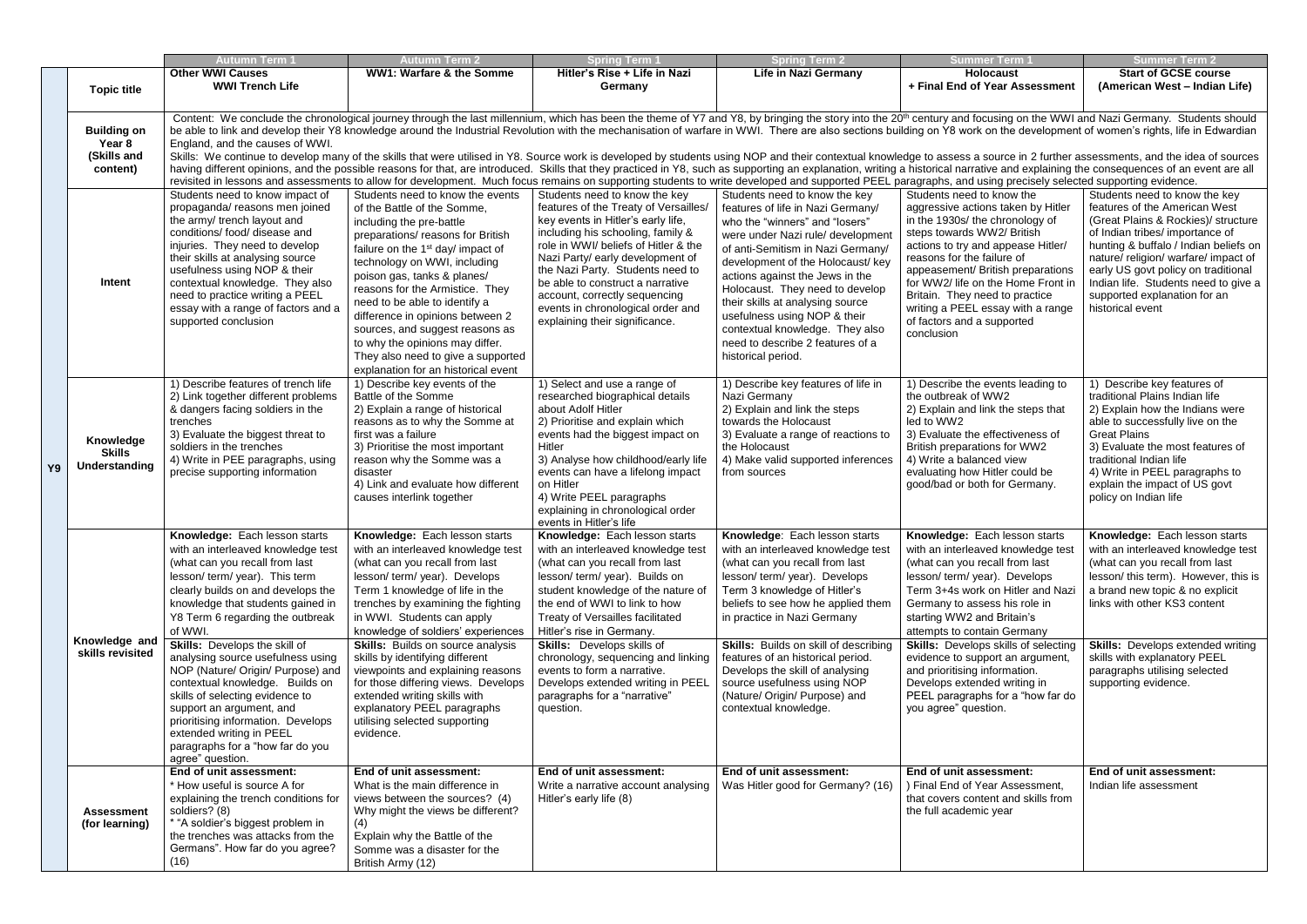| | | Autumn Term 1 | Autumn Term 2 | Spring Term 1 | Spring Term 2 | Summer Term 1 | Summer Term 2 |
|---|---|---|---|---|---|---|---|
| Y9 | **Topic title** | **Other WWI Causes WWI Trench Life** | **WW1: Warfare & the Somme** | **Hitler's Rise + Life in Nazi Germany** | **Life in Nazi Germany** | **Holocaust + Final End of Year Assessment** | **Start of GCSE course (American West – Indian Life)** |
| | **Building on Year 8 (Skills and content)** | Content: We conclude the chronological journey through the last millennium, which has been the theme of Y7 and Y8, by bringing the story into the 20th century and focusing on the WWI and Nazi Germany. Students should be able to link and develop their Y8 knowledge around the Industrial Revolution with the mechanisation of warfare in WWI. There are also sections building on Y8 work on the development of women's rights, life in Edwardian England, and the causes of WWI. Skills: We continue to develop many of the skills that were utilised in Y8. Source work is developed by students using NOP and their contextual knowledge to assess a source in 2 further assessments, and the idea of sources having different opinions, and the possible reasons for that, are introduced. Skills that they practiced in Y8, such as supporting an explanation, writing a historical narrative and explaining the consequences of an event are all revisited in lessons and assessments to allow for development. Much focus remains on supporting students to write developed and supported PEEL paragraphs, and using precisely selected supporting evidence. | | | | | |
| | **Intent** | Students need to know impact of propaganda/ reasons men joined the army/ trench layout and conditions/ food/ disease and injuries. They need to develop their skills at analysing source usefulness using NOP & their contextual knowledge. They also need to practice writing a PEEL essay with a range of factors and a supported conclusion | Students need to know the events of the Battle of the Somme, including the pre-battle preparations/ reasons for British failure on the 1st day/ impact of technology on WWI, including poison gas, tanks & planes/ reasons for the Armistice. They need to be able to identify a difference in opinions between 2 sources, and suggest reasons as to why the opinions may differ. They also need to give a supported explanation for an historical event | Students need to know the key features of the Treaty of Versailles/ key events in Hitler's early life, including his schooling, family & role in WWI/ beliefs of Hitler & the Nazi Party/ early development of the Nazi Party. Students need to be able to construct a narrative account, correctly sequencing events in chronological order and explaining their significance. | Students need to know the key features of life in Nazi Germany/ who the "winners" and "losers" were under Nazi rule/ development of anti-Semitism in Nazi Germany/ development of the Holocaust/ key actions against the Jews in the Holocaust. They need to develop their skills at analysing source usefulness using NOP & their contextual knowledge. They also need to describe 2 features of a historical period. | Students need to know the aggressive actions taken by Hitler in the 1930s/ the chronology of steps towards WW2/ British actions to try and appease Hitler/ reasons for the failure of appeasement/ British preparations for WW2/ life on the Home Front in Britain. They need to practice writing a PEEL essay with a range of factors and a supported conclusion | Students need to know the key features of the American West (Great Plains & Rockies)/ structure of Indian tribes/ importance of hunting & buffalo / Indian beliefs on nature/ religion/ warfare/ impact of early US govt policy on traditional Indian life. Students need to give a supported explanation for an historical event |
| | **Knowledge Skills Understanding** | 1) Describe features of trench life<br>2) Link together different problems & dangers facing soldiers in the trenches<br>3) Evaluate the biggest threat to soldiers in the trenches<br>4) Write in PEE paragraphs, using precise supporting information | 1) Describe key events of the Battle of the Somme<br>2) Explain a range of historical reasons as to why the Somme at first was a failure<br>3) Prioritise the most important reason why the Somme was a disaster<br>4) Link and evaluate how different causes interlink together | 1) Select and use a range of researched biographical details about Adolf Hitler<br>2) Prioritise and explain which events had the biggest impact on Hitler<br>3) Analyse how childhood/early life events can have a lifelong impact on Hitler<br>4) Write PEEL paragraphs explaining in chronological order events in Hitler's life | 1) Describe key features of life in Nazi Germany<br>2) Explain and link the steps towards the Holocaust<br>3) Evaluate a range of reactions to the Holocaust<br>4) Make valid supported inferences from sources | 1) Describe the events leading to the outbreak of WW2<br>2) Explain and link the steps that led to WW2<br>3) Evaluate the effectiveness of British preparations for WW2<br>4) Write a balanced view evaluating how Hitler could be good/bad or both for Germany. | 1) Describe key features of traditional Plains Indian life<br>2) Explain how the Indians were able to successfully live on the Great Plains<br>3) Evaluate the most features of traditional Indian life<br>4) Write in PEEL paragraphs to explain the impact of US govt policy on Indian life |
| | **Knowledge and skills revisited** | **Knowledge:** Each lesson starts with an interleaved knowledge test (what can you recall from last lesson/ term/ year). This term clearly builds on and develops the knowledge that students gained in Y8 Term 6 regarding the outbreak of WWI.<br>**Skills:** Develops the skill of analysing source usefulness using NOP (Nature/ Origin/ Purpose) and contextual knowledge. Builds on skills of selecting evidence to support an argument, and prioritising information. Develops extended writing in PEEL paragraphs for a "how far do you agree" question. | **Knowledge:** Each lesson starts with an interleaved knowledge test (what can you recall from last lesson/ term/ year). Develops Term 1 knowledge of life in the trenches by examining the fighting in WWI. Students can apply knowledge of soldiers' experiences<br>**Skills:** Builds on source analysis skills by identifying different viewpoints and explaining reasons for those differing views. Develops extended writing skills with explanatory PEEL paragraphs utilising selected supporting evidence. | **Knowledge:** Each lesson starts with an interleaved knowledge test (what can you recall from last lesson/ term/ year). Builds on student knowledge of the nature of the end of WWI to link to how Treaty of Versailles facilitated Hitler's rise in Germany.<br>**Skills:** Develops skills of chronology, sequencing and linking events to form a narrative. Develops extended writing in PEEL paragraphs for a "narrative" question. | **Knowledge**: Each lesson starts with an interleaved knowledge test (what can you recall from last lesson/ term/ year). Develops Term 3 knowledge of Hitler's beliefs to see how he applied them in practice in Nazi Germany<br>**Skills:** Builds on skill of describing features of an historical period. Develops the skill of analysing source usefulness using NOP (Nature/ Origin/ Purpose) and contextual knowledge. | **Knowledge:** Each lesson starts with an interleaved knowledge test (what can you recall from last lesson/ term/ year). Develops Term 3+4s work on Hitler and Nazi Germany to assess his role in starting WW2 and Britain's attempts to contain Germany<br>**Skills:** Develops skills of selecting evidence to support an argument, and prioritising information. Develops extended writing in PEEL paragraphs for a "how far do you agree" question. | **Knowledge:** Each lesson starts with an interleaved knowledge test (what can you recall from last lesson/ this term). However, this is a brand new topic & no explicit links with other KS3 content<br>**Skills:** Develops extended writing skills with explanatory PEEL paragraphs utilising selected supporting evidence. |
| | **Assessment (for learning)** | **End of unit assessment:**<br>* How useful is source A for explaining the trench conditions for soldiers? (8)<br>* "A soldier's biggest problem in the trenches was attacks from the Germans". How far do you agree? (16) | **End of unit assessment:**<br>What is the main difference in views between the sources? (4)<br>Why might the views be different? (4)<br>Explain why the Battle of the Somme was a disaster for the British Army (12) | **End of unit assessment:**<br>Write a narrative account analysing Hitler's early life (8) | **End of unit assessment:**<br>Was Hitler good for Germany? (16) | **End of unit assessment:**<br>) Final End of Year Assessment, that covers content and skills from the full academic year | **End of unit assessment:**<br>Indian life assessment |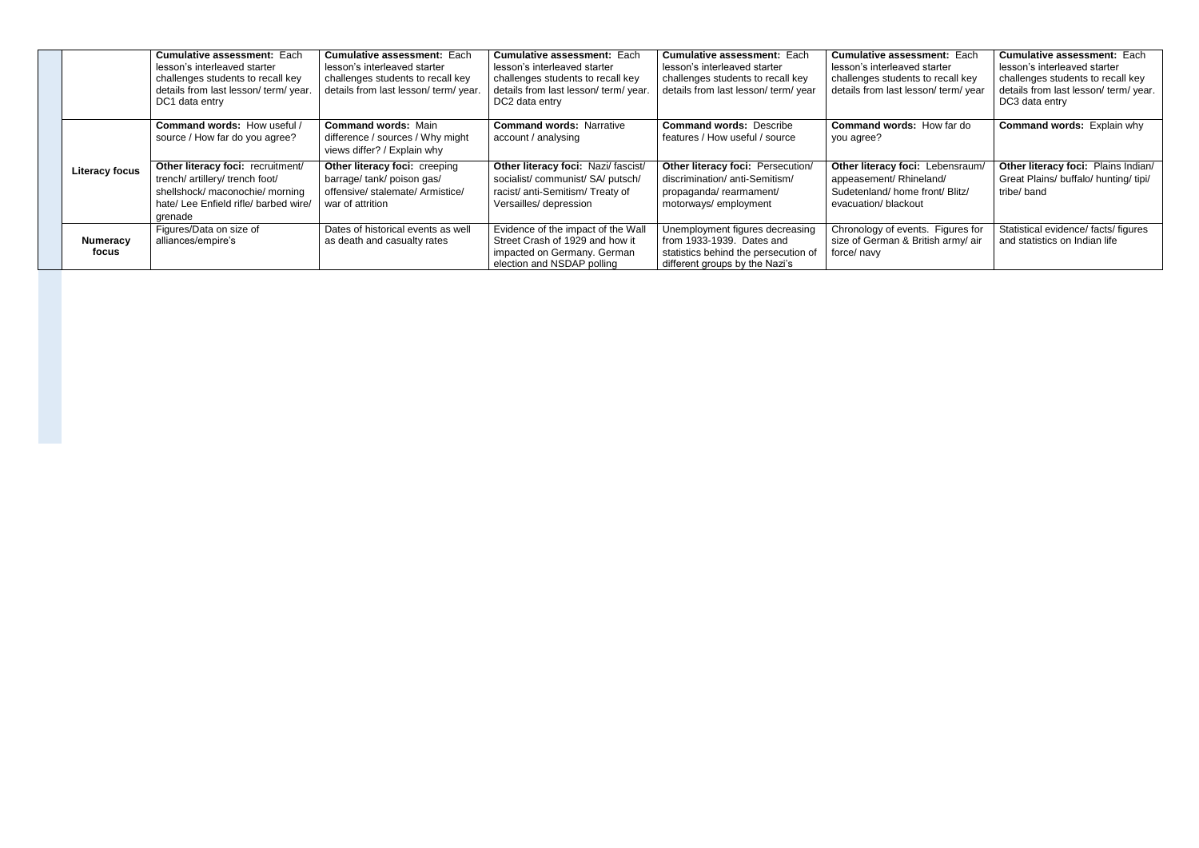| | | | | | | | |
|---|---|---|---|---|---|---|---|
| | | **Cumulative assessment:** Each lesson's interleaved starter challenges students to recall key details from last lesson/ term/ year. DC1 data entry | **Cumulative assessment:** Each lesson's interleaved starter challenges students to recall key details from last lesson/ term/ year. | **Cumulative assessment:** Each lesson's interleaved starter challenges students to recall key details from last lesson/ term/ year. DC2 data entry | **Cumulative assessment:** Each lesson's interleaved starter challenges students to recall key details from last lesson/ term/ year | **Cumulative assessment:** Each lesson's interleaved starter challenges students to recall key details from last lesson/ term/ year | **Cumulative assessment:** Each lesson's interleaved starter challenges students to recall key details from last lesson/ term/ year. DC3 data entry |
| | **Literacy focus** | **Command words:** How useful / source / How far do you agree? | **Command words:** Main difference / sources / Why might views differ? / Explain why | **Command words:** Narrative account / analysing | **Command words:** Describe features / How useful / source | **Command words:** How far do you agree? | **Command words:** Explain why |
| | | **Other literacy foci:** recruitment/ trench/ artillery/ trench foot/ shellshock/ maconochie/ morning hate/ Lee Enfield rifle/ barbed wire/ grenade | **Other literacy foci:** creeping barrage/ tank/ poison gas/ offensive/ stalemate/ Armistice/ war of attrition | **Other literacy foci:** Nazi/ fascist/ socialist/ communist/ SA/ putsch/ racist/ anti-Semitism/ Treaty of Versailles/ depression | **Other literacy foci:** Persecution/ discrimination/ anti-Semitism/ propaganda/ rearmament/ motorways/ employment | **Other literacy foci:** Lebensraum/ appeasement/ Rhineland/ Sudetenland/ home front/ Blitz/ evacuation/ blackout | **Other literacy foci:** Plains Indian/ Great Plains/ buffalo/ hunting/ tipi/ tribe/ band |
| | **Numeracy focus** | Figures/Data on size of alliances/empire's | Dates of historical events as well as death and casualty rates | Evidence of the impact of the Wall Street Crash of 1929 and how it impacted on Germany. German election and NSDAP polling | Unemployment figures decreasing from 1933-1939. Dates and statistics behind the persecution of different groups by the Nazi's | Chronology of events. Figures for size of German & British army/ air force/ navy | Statistical evidence/ facts/ figures and statistics on Indian life |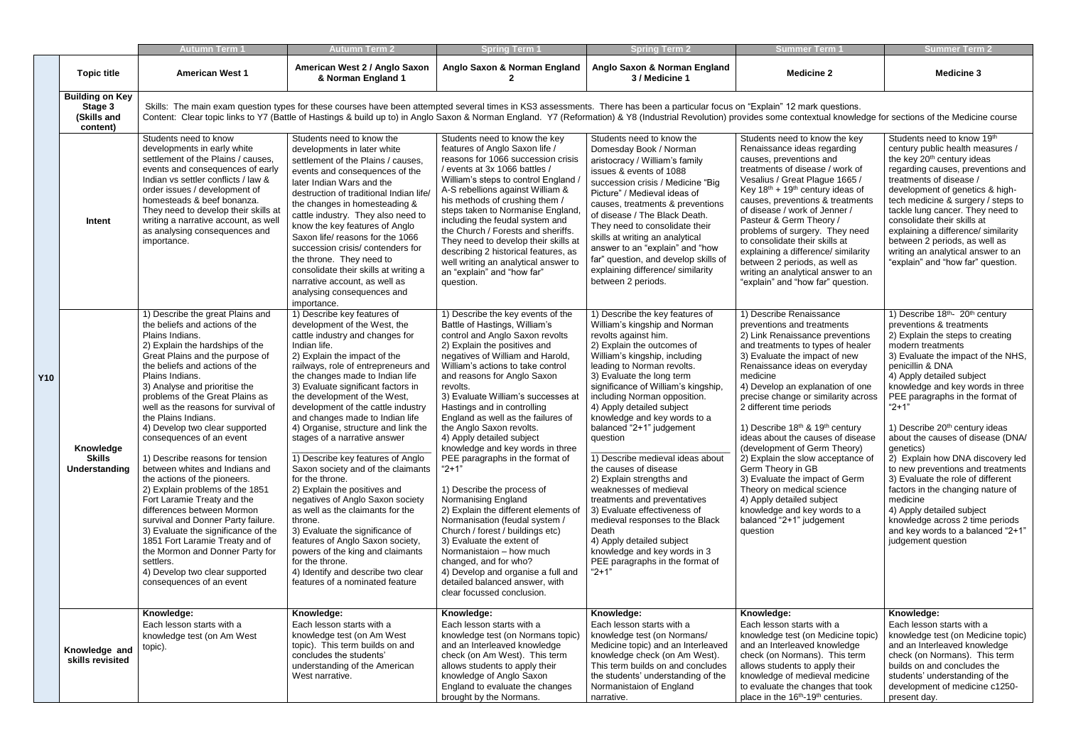| | | Autumn Term 1 | Autumn Term 2 | Spring Term 1 | Spring Term 2 | Summer Term 1 | Summer Term 2 |
|---|---|---|---|---|---|---|---|
| Y10 | **Topic title** | **American West 1** | **American West 2 / Anglo Saxon & Norman England 1** | **Anglo Saxon & Norman England 2** | **Anglo Saxon & Norman England 3 / Medicine 1** | **Medicine 2** | **Medicine 3** |
| | **Building on Key Stage 3 (Skills and content)** | Skills: The main exam question types for these courses have been attempted several times in KS3 assessments. There has been a particular focus on "Explain" 12 mark questions.<br>Content: Clear topic links to Y7 (Battle of Hastings & build up to) in Anglo Saxon & Norman England. Y7 (Reformation) & Y8 (Industrial Revolution) provides some contextual knowledge for sections of the Medicine course | | | | | |
| | **Intent** | Students need to know developments in early white settlement of the Plains / causes, events and consequences of early Indian vs settler conflicts / law & order issues / development of homesteads & beef bonanza. They need to develop their skills at writing a narrative account, as well as analysing consequences and importance. | Students need to know the developments in later white settlement of the Plains / causes, events and consequences of the later Indian Wars and the destruction of traditional Indian life/ the changes in homesteading & cattle industry. They also need to know the key features of Anglo Saxon life/ reasons for the 1066 succession crisis/ contenders for the throne. They need to consolidate their skills at writing a narrative account, as well as analysing consequences and importance. | Students need to know the key features of Anglo Saxon life / reasons for 1066 succession crisis / events at 3x 1066 battles / William's steps to control England / A-S rebellions against William & his methods of crushing them / steps taken to Normanise England, including the feudal system and the Church / Forests and sheriffs. They need to develop their skills at describing 2 historical features, as well writing an analytical answer to an "explain" and "how far" question. | Students need to know the Domesday Book / Norman aristocracy / William's family issues & events of 1088 succession crisis / Medicine "Big Picture" / Medieval ideas of causes, treatments & preventions of disease / The Black Death. They need to consolidate their skills at writing an analytical answer to an "explain" and "how far" question, and develop skills of explaining difference/ similarity between 2 periods. | Students need to know the key Renaissance ideas regarding causes, preventions and treatments of disease / work of Vesalius / Great Plague 1665 / Key 18th + 19th century ideas of causes, preventions & treatments of disease / work of Jenner / Pasteur & Germ Theory / problems of surgery. They need to consolidate their skills at explaining a difference/ similarity between 2 periods, as well as writing an analytical answer to an "explain" and "how far" question. | Students need to know 19th century public health measures / the key 20th century ideas regarding causes, preventions and treatments of disease / development of genetics & high-tech medicine & surgery / steps to tackle lung cancer. They need to consolidate their skills at explaining a difference/ similarity between 2 periods, as well as writing an analytical answer to an "explain" and "how far" question. |
| | **Knowledge Skills Understanding** | 1) Describe the great Plains and the beliefs and actions of the Plains Indians.<br>2) Explain the hardships of the Great Plains and the purpose of the beliefs and actions of the Plains Indians.<br>3) Analyse and prioritise the problems of the Great Plains as well as the reasons for survival of the Plains Indians.<br>4) Develop two clear supported consequences of an event<br><br>1) Describe reasons for tension between whites and Indians and the actions of the pioneers.<br>2) Explain problems of the 1851 Fort Laramie Treaty and the differences between Mormon survival and Donner Party failure.<br>3) Evaluate the significance of the 1851 Fort Laramie Treaty and of the Mormon and Donner Party for settlers.<br>4) Develop two clear supported consequences of an event | 1) Describe key features of development of the West, the cattle industry and changes for Indian life.<br>2) Explain the impact of the railways, role of entrepreneurs and the changes made to Indian life<br>3) Evaluate significant factors in the development of the West, development of the cattle industry and changes made to Indian life<br>4) Organise, structure and link the stages of a narrative answer<br><br>1) Describe key features of Anglo Saxon society and of the claimants for the throne.<br>2) Explain the positives and negatives of Anglo Saxon society as well as the claimants for the throne.<br>3) Evaluate the significance of features of Anglo Saxon society, powers of the king and claimants for the throne.<br>4) Identify and describe two clear features of a nominated feature | 1) Describe the key events of the Battle of Hastings, William's control and Anglo Saxon revolts<br>2) Explain the positives and negatives of William and Harold, William's actions to take control and reasons for Anglo Saxon revolts.<br>3) Evaluate William's successes at Hastings and in controlling England as well as the failures of the Anglo Saxon revolts.<br>4) Apply detailed subject knowledge and key words in three PEE paragraphs in the format of "2+1"<br><br>1) Describe the process of Normanising England<br>2) Explain the different elements of Normanisation (feudal system / Church / forest / buildings etc)<br>3) Evaluate the extent of Normanistaion – how much changed, and for who?<br>4) Develop and organise a full and detailed balanced answer, with clear focussed conclusion. | 1) Describe the key features of William's kingship and Norman revolts against him.<br>2) Explain the outcomes of William's kingship, including leading to Norman revolts.<br>3) Evaluate the long term significance of William's kingship, including Norman opposition.<br>4) Apply detailed subject knowledge and key words to a balanced "2+1" judgement question<br><br>1) Describe medieval ideas about the causes of disease<br>2) Explain strengths and weaknesses of medieval treatments and preventatives<br>3) Evaluate effectiveness of medieval responses to the Black Death<br>4) Apply detailed subject knowledge and key words in 3 PEE paragraphs in the format of "2+1" | 1) Describe Renaissance preventions and treatments<br>2) Link Renaissance preventions and treatments to types of healer<br>3) Evaluate the impact of new Renaissance ideas on everyday medicine<br>4) Develop an explanation of one precise change or similarity across 2 different time periods<br><br>1) Describe 18th & 19th century ideas about the causes of disease (development of Germ Theory)<br>2) Explain the slow acceptance of Germ Theory in GB<br>3) Evaluate the impact of Germ Theory on medical science<br>4) Apply detailed subject knowledge and key words to a balanced "2+1" judgement question | 1) Describe 18th- 20th century preventions & treatments<br>2) Explain the steps to creating modern treatments<br>3) Evaluate the impact of the NHS, penicillin & DNA<br>4) Apply detailed subject knowledge and key words in three PEE paragraphs in the format of "2+1"<br><br>1) Describe 20th century ideas about the causes of disease (DNA/ genetics)<br>2) Explain how DNA discovery led to new preventions and treatments<br>3) Evaluate the role of different factors in the changing nature of medicine<br>4) Apply detailed subject knowledge across 2 time periods and key words to a balanced "2+1" judgement question |
| | **Knowledge and skills revisited** | **Knowledge:**<br>Each lesson starts with a knowledge test (on Am West topic). | **Knowledge:**<br>Each lesson starts with a knowledge test (on Am West topic). This term builds on and concludes the students' understanding of the American West narrative. | **Knowledge:**<br>Each lesson starts with a knowledge test (on Normans topic) and an Interleaved knowledge check (on Am West). This term allows students to apply their knowledge of Anglo Saxon England to evaluate the changes brought by the Normans. | **Knowledge:**<br>Each lesson starts with a knowledge test (on Normans/ Medicine topic) and an Interleaved knowledge check (on Am West). This term builds on and concludes the students' understanding of the Normanistaion of England narrative. | **Knowledge:**<br>Each lesson starts with a knowledge test (on Medicine topic) and an Interleaved knowledge check (on Normans). This term allows students to apply their knowledge of medieval medicine to evaluate the changes that took place in the 16th-19th centuries. | **Knowledge:**<br>Each lesson starts with a knowledge test (on Medicine topic) and an Interleaved knowledge check (on Normans). This term builds on and concludes the students' understanding of the development of medicine c1250-present day. |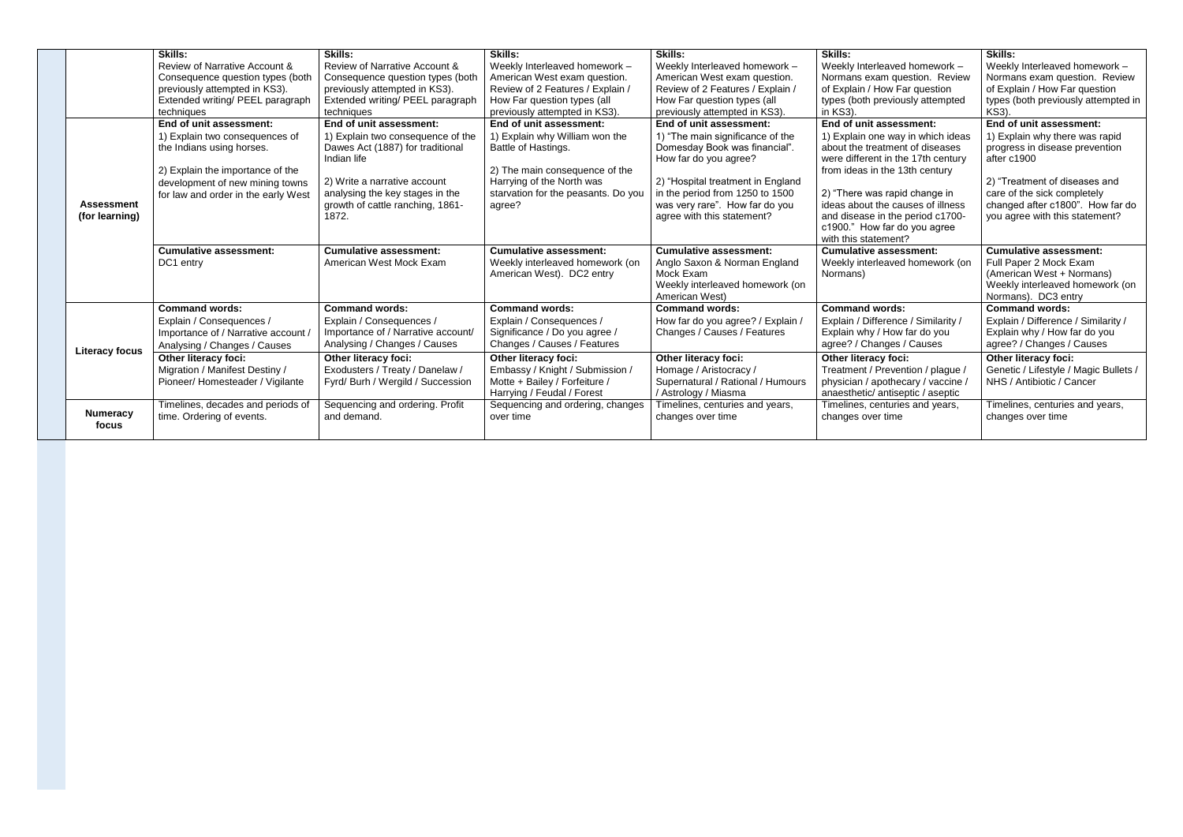| | | | | | | |
|---|---|---|---|---|---|---|
| | **Skills:** Review of Narrative Account & Consequence question types (both previously attempted in KS3). Extended writing/ PEEL paragraph techniques | **Skills:** Review of Narrative Account & Consequence question types (both previously attempted in KS3). Extended writing/ PEEL paragraph techniques | **Skills:** Weekly Interleaved homework – American West exam question. Review of 2 Features / Explain / How Far question types (all previously attempted in KS3). | **Skills:** Weekly Interleaved homework – American West exam question. Review of 2 Features / Explain / How Far question types (all previously attempted in KS3). | **Skills:** Weekly Interleaved homework – Normans exam question. Review of Explain / How Far question types (both previously attempted in KS3). | **Skills:** Weekly Interleaved homework – Normans exam question. Review of Explain / How Far question types (both previously attempted in KS3). |
| **Assessment (for learning)** | **End of unit assessment:** 1) Explain two consequences of the Indians using horses. 2) Explain the importance of the development of new mining towns for law and order in the early West | **End of unit assessment:** 1) Explain two consequence of the Dawes Act (1887) for traditional Indian life 2) Write a narrative account analysing the key stages in the growth of cattle ranching, 1861-1872. | **End of unit assessment:** 1) Explain why William won the Battle of Hastings. 2) The main consequence of the Harrying of the North was starvation for the peasants. Do you agree? | **End of unit assessment:** 1) "The main significance of the Domesday Book was financial". How far do you agree? 2) "Hospital treatment in England in the period from 1250 to 1500 was very rare". How far do you agree with this statement? | **End of unit assessment:** 1) Explain one way in which ideas about the treatment of diseases were different in the 17th century from ideas in the 13th century 2) "There was rapid change in ideas about the causes of illness and disease in the period c1700-c1900." How far do you agree with this statement? | **End of unit assessment:** 1) Explain why there was rapid progress in disease prevention after c1900 2) "Treatment of diseases and care of the sick completely changed after c1800". How far do you agree with this statement? |
| | **Cumulative assessment:** DC1 entry | **Cumulative assessment:** American West Mock Exam | **Cumulative assessment:** Weekly interleaved homework (on American West). DC2 entry | **Cumulative assessment:** Anglo Saxon & Norman England Mock Exam Weekly interleaved homework (on American West) | **Cumulative assessment:** Weekly interleaved homework (on Normans) | **Cumulative assessment:** Full Paper 2 Mock Exam (American West + Normans) Weekly interleaved homework (on Normans). DC3 entry |
| **Literacy focus** | **Command words:** Explain / Consequences / Importance of / Narrative account / Analysing / Changes / Causes | **Command words:** Explain / Consequences / Importance of / Narrative account/ Analysing / Changes / Causes | **Command words:** Explain / Consequences / Significance / Do you agree / Changes / Causes / Features | **Command words:** How far do you agree? / Explain / Changes / Causes / Features | **Command words:** Explain / Difference / Similarity / Explain why / How far do you agree? / Changes / Causes | **Command words:** Explain / Difference / Similarity / Explain why / How far do you agree? / Changes / Causes |
| | **Other literacy foci:** Migration / Manifest Destiny / Pioneer/ Homesteader / Vigilante | **Other literacy foci:** Exodusters / Treaty / Danelaw / Fyrd/ Burh / Wergild / Succession | **Other literacy foci:** Embassy / Knight / Submission / Motte + Bailey / Forfeiture / Harrying / Feudal / Forest | **Other literacy foci:** Homage / Aristocracy / Supernatural / Rational / Humours / Astrology / Miasma | **Other literacy foci:** Treatment / Prevention / plague / physician / apothecary / vaccine / anaesthetic/ antiseptic / aseptic | **Other literacy foci:** Genetic / Lifestyle / Magic Bullets / NHS / Antibiotic / Cancer |
| **Numeracy focus** | Timelines, decades and periods of time. Ordering of events. | Sequencing and ordering. Profit and demand. | Sequencing and ordering, changes over time | Timelines, centuries and years, changes over time | Timelines, centuries and years, changes over time | Timelines, centuries and years, changes over time |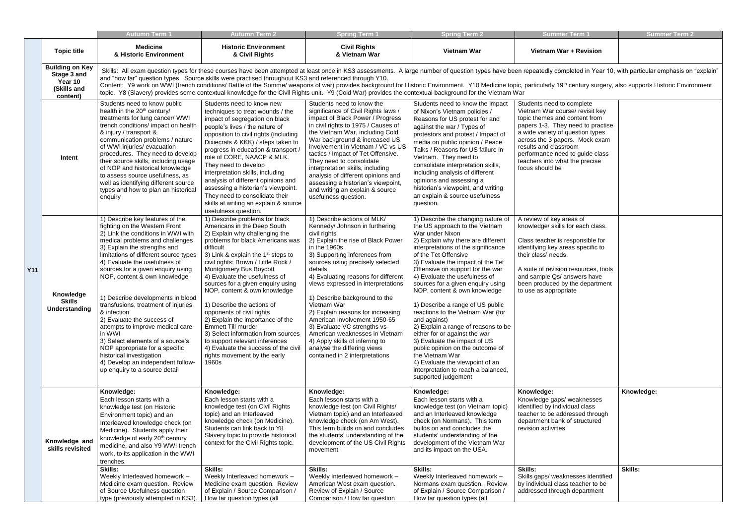| | | Autumn Term 1 | Autumn Term 2 | Spring Term 1 | Spring Term 2 | Summer Term 1 | Summer Term 2 |
|---|---|---|---|---|---|---|---|
| Y11 | **Topic title** | **Medicine & Historic Environment** | **Historic Environment & Civil Rights** | **Civil Rights & Vietnam War** | **Vietnam War** | **Vietnam War + Revision** | |
| | **Building on Key Stage 3 and Year 10 (Skills and content)** | Skills: All exam question types for these courses have been attempted at least once in KS3 assessments. A large number of question types have been repeatedly completed in Year 10, with particular emphasis on "explain" and "how far" question types. Source skills were practised throughout KS3 and referenced through Y10.<br>Content: Y9 work on WWI (trench conditions/ Battle of the Somme/ weapons of war) provides background for Historic Environment. Y10 Medicine topic, particularly 19th century surgery, also supports Historic Environment topic. Y8 (Slavery) provides some contextual knowledge for the Civil Rights unit. Y9 (Cold War) provides the contextual background for the Vietnam War | | | | | |
| | **Intent** | Students need to know public health in the 20th century/ treatments for lung cancer/ WWI trench conditions/ impact on health & injury / transport & communication problems / nature of WWI injuries/ evacuation procedures. They need to develop their source skills, including usage of NOP and historical knowledge to assess source usefulness, as well as identifying different source types and how to plan an historical enquiry | Students need to know new techniques to treat wounds / the impact of segregation on black people's lives / the nature of opposition to civil rights (including Dixiecrats & KKK) / steps taken to progress in education & transport / role of CORE, NAACP & MLK. They need to develop interpretation skills, including analysis of different opinions and assessing a historian's viewpoint. They need to consolidate their skills at writing an explain & source usefulness question. | Students need to know the significance of Civil Rights laws / impact of Black Power / Progress in civil rights to 1975 / Causes of the Vietnam War, including Cold War background & increased US involvement in Vietnam / VC vs US tactics / Impact of Tet Offensive. They need to consolidate interpretation skills, including analysis of different opinions and assessing a historian's viewpoint, and writing an explain & source usefulness question. | Students need to know the impact of Nixon's Vietnam policies / Reasons for US protest for and against the war / Types of protestors and protest / Impact of media on public opinion / Peace Talks / Reasons for US failure in Vietnam. They need to consolidate interpretation skills, including analysis of different opinions and assessing a historian's viewpoint, and writing an explain & source usefulness question. | Students need to complete Vietnam War course/ revisit key topic themes and content from papers 1-3. They need to practise a wide variety of question types across the 3 papers. Mock exam results and classroom performance need to guide class teachers into what the precise focus should be | |
| | **Knowledge Skills Understanding** | 1) Describe key features of the fighting on the Western Front<br>2) Link the conditions in WWI with medical problems and challenges<br>3) Explain the strengths and limitations of different source types<br>4) Evaluate the usefulness of sources for a given enquiry using NOP, content & own knowledge<br><br>1) Describe developments in blood transfusions, treatment of injuries & infection<br>2) Evaluate the success of attempts to improve medical care in WWI<br>3) Select elements of a source's NOP appropriate for a specific historical investigation<br>4) Develop an independent follow-up enquiry to a source detail | 1) Describe problems for black Americans in the Deep South<br>2) Explain why challenging the problems for black Americans was difficult<br>3) Link & explain the 1st steps to civil rights: Brown / Little Rock / Montgomery Bus Boycott<br>4) Evaluate the usefulness of sources for a given enquiry using NOP, content & own knowledge<br><br>1) Describe the actions of opponents of civil rights<br>2) Explain the importance of the Emmett Till murder<br>3) Select information from sources to support relevant inferences<br>4) Evaluate the success of the civil rights movement by the early 1960s | 1) Describe actions of MLK/ Kennedy/ Johnson in furthering civil rights<br>2) Explain the rise of Black Power in the 1960s<br>3) Supporting inferences from sources using precisely selected details<br>4) Evaluating reasons for different views expressed in interpretations<br><br>1) Describe background to the Vietnam War<br>2) Explain reasons for increasing American involvement 1950-65<br>3) Evaluate VC strengths vs American weaknesses in Vietnam<br>4) Apply skills of inferring to analyse the differing views contained in 2 interpretations | 1) Describe the changing nature of the US approach to the Vietnam War under Nixon<br>2) Explain why there are different interpretations of the significance of the Tet Offensive<br>3) Evaluate the impact of the Tet Offensive on support for the war<br>4) Evaluate the usefulness of sources for a given enquiry using NOP, content & own knowledge<br><br>1) Describe a range of US public reactions to the Vietnam War (for and against)<br>2) Explain a range of reasons to be either for or against the war<br>3) Evaluate the impact of US public opinion on the outcome of the Vietnam War<br>4) Evaluate the viewpoint of an interpretation to reach a balanced, supported judgement | A review of key areas of knowledge/ skills for each class.<br><br>Class teacher is responsible for identifying key areas specific to their class' needs.<br><br>A suite of revision resources, tools and sample Qs/ answers have been produced by the department to use as appropriate | |
| | **Knowledge and skills revisited** | **Knowledge:**<br>Each lesson starts with a knowledge test (on Historic Environment topic) and an Interleaved knowledge check (on Medicine). Students apply their knowledge of early 20th century medicine, and also Y9 WWI trench work, to its application in the WWI trenches. | **Knowledge:**<br>Each lesson starts with a knowledge test (on Civil Rights topic) and an Interleaved knowledge check (on Medicine). Students can link back to Y8 Slavery topic to provide historical context for the Civil Rights topic. | **Knowledge:**<br>Each lesson starts with a knowledge test (on Civil Rights/ Vietnam topic) and an Interleaved knowledge check (on Am West). This term builds on and concludes the students' understanding of the development of the US Civil Rights movement | **Knowledge:**<br>Each lesson starts with a knowledge test (on Vietnam topic) and an Interleaved knowledge check (on Normans). This term builds on and concludes the students' understanding of the development of the Vietnam War and its impact on the USA. | **Knowledge:**<br>Knowledge gaps/ weaknesses identified by individual class teacher to be addressed through department bank of structured revision activities | **Knowledge:** |
| | | **Skills:**<br>Weekly Interleaved homework – Medicine exam question. Review of Source Usefulness question type (previously attempted in KS3). | **Skills:**<br>Weekly Interleaved homework – Medicine exam question. Review of Explain / Source Comparison / How far question types (all | **Skills:**<br>Weekly Interleaved homework – American West exam question. Review of Explain / Source Comparison / How far question | **Skills:**<br>Weekly Interleaved homework – Normans exam question. Review of Explain / Source Comparison / How far question types (all | **Skills:**<br>Skills gaps/ weaknesses identified by individual class teacher to be addressed through department | **Skills:** |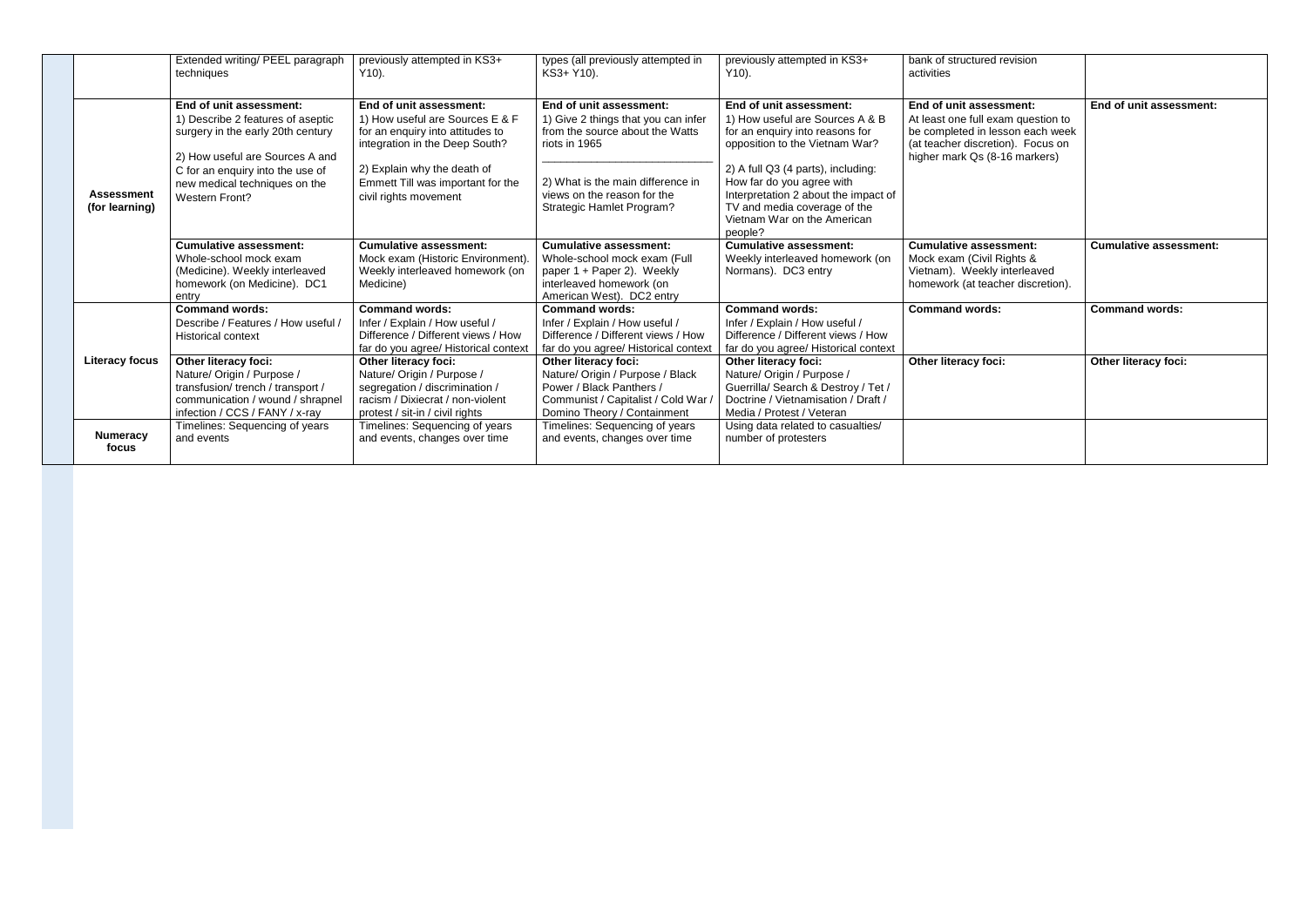| | | | | | | |
|---|---|---|---|---|---|---|
| | Extended writing/ PEEL paragraph techniques | previously attempted in KS3+ Y10). | types (all previously attempted in KS3+ Y10). | previously attempted in KS3+ Y10). | bank of structured revision activities | |
| **Assessment (for learning)** | **End of unit assessment:**<br>1) Describe 2 features of aseptic surgery in the early 20th century<br><br>2) How useful are Sources A and C for an enquiry into the use of new medical techniques on the Western Front? | **End of unit assessment:**<br>1) How useful are Sources E & F for an enquiry into attitudes to integration in the Deep South?<br><br>2) Explain why the death of Emmett Till was important for the civil rights movement | **End of unit assessment:**<br>1) Give 2 things that you can infer from the source about the Watts riots in 1965<br>___________________________<br>2) What is the main difference in views on the reason for the Strategic Hamlet Program? | **End of unit assessment:**<br>1) How useful are Sources A & B for an enquiry into reasons for opposition to the Vietnam War?<br><br>2) A full Q3 (4 parts), including: How far do you agree with Interpretation 2 about the impact of TV and media coverage of the Vietnam War on the American people? | **End of unit assessment:**<br>At least one full exam question to be completed in lesson each week (at teacher discretion). Focus on higher mark Qs (8-16 markers) | **End of unit assessment:** |
| | **Cumulative assessment:**<br>Whole-school mock exam (Medicine). Weekly interleaved homework (on Medicine). DC1 entry | **Cumulative assessment:**<br>Mock exam (Historic Environment). Weekly interleaved homework (on Medicine) | **Cumulative assessment:**<br>Whole-school mock exam (Full paper 1 + Paper 2). Weekly interleaved homework (on American West). DC2 entry | **Cumulative assessment:**<br>Weekly interleaved homework (on Normans). DC3 entry | **Cumulative assessment:**<br>Mock exam (Civil Rights & Vietnam). Weekly interleaved homework (at teacher discretion). | **Cumulative assessment:** |
| **Literacy focus** | **Command words:**<br>Describe / Features / How useful / Historical context | **Command words:**<br>Infer / Explain / How useful / Difference / Different views / How far do you agree/ Historical context | **Command words:**<br>Infer / Explain / How useful / Difference / Different views / How far do you agree/ Historical context | **Command words:**<br>Infer / Explain / How useful / Difference / Different views / How far do you agree/ Historical context | **Command words:** | **Command words:** |
| | **Other literacy foci:**<br>Nature/ Origin / Purpose / transfusion/ trench / transport / communication / wound / shrapnel infection / CCS / FANY / x-ray | **Other literacy foci:**<br>Nature/ Origin / Purpose / segregation / discrimination / racism / Dixiecrat / non-violent protest / sit-in / civil rights | **Other literacy foci:**<br>Nature/ Origin / Purpose / Black Power / Black Panthers / Communist / Capitalist / Cold War / Domino Theory / Containment | **Other literacy foci:**<br>Nature/ Origin / Purpose / Guerrilla/ Search & Destroy / Tet / Doctrine / Vietnamisation / Draft / Media / Protest / Veteran | **Other literacy foci:** | **Other literacy foci:** |
| **Numeracy focus** | Timelines: Sequencing of years and events | Timelines: Sequencing of years and events, changes over time | Timelines: Sequencing of years and events, changes over time | Using data related to casualties/ number of protesters | | |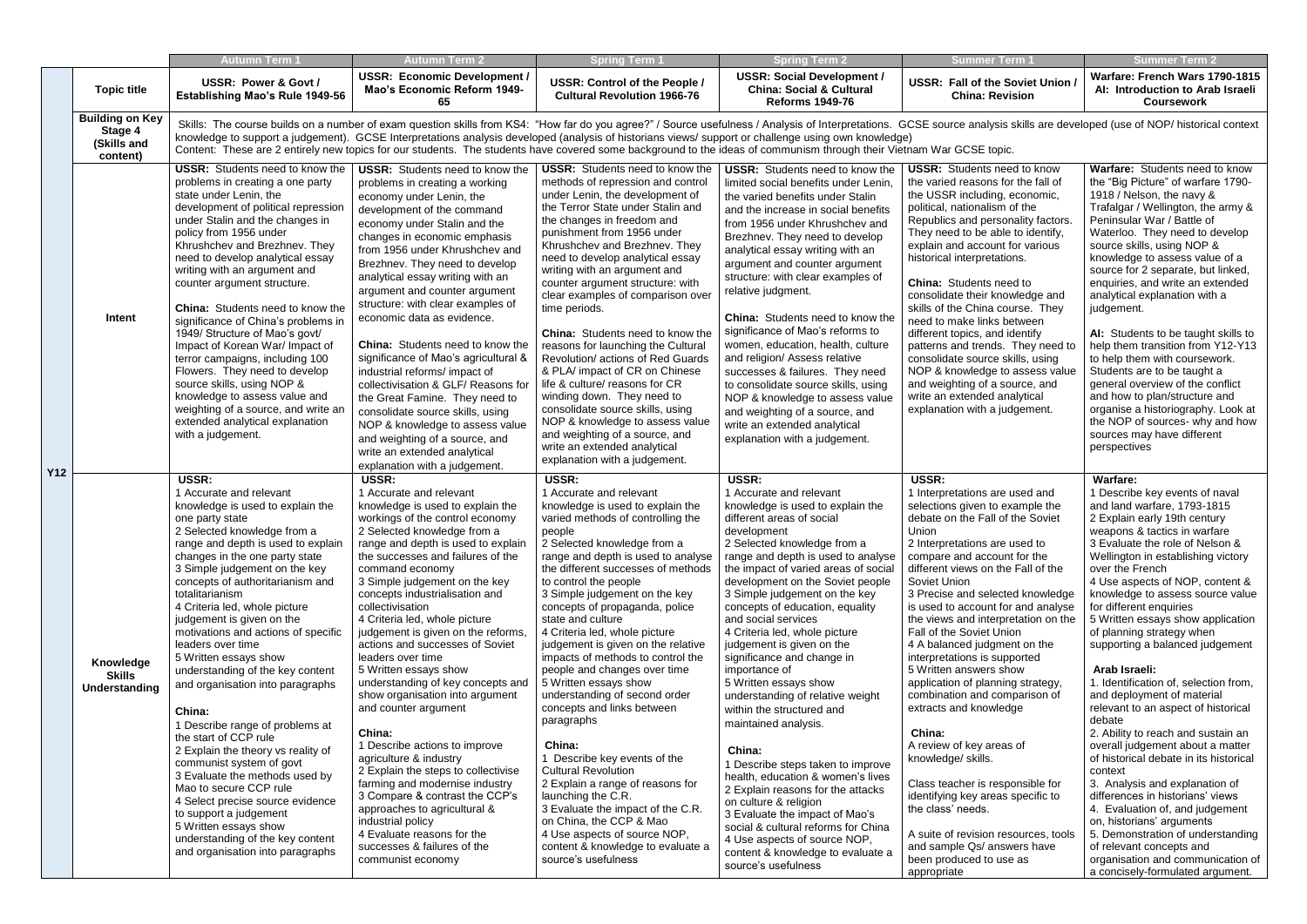| | | Autumn Term 1 | Autumn Term 2 | Spring Term 1 | Spring Term 2 | Summer Term 1 | Summer Term 2 |
|---|---|---|---|---|---|---|---|
| Y12 | **Topic title** | **USSR: Power & Govt / Establishing Mao's Rule 1949-56** | **USSR: Economic Development / Mao's Economic Reform 1949-65** | **USSR: Control of the People / Cultural Revolution 1966-76** | **USSR: Social Development / China: Social & Cultural Reforms 1949-76** | **USSR: Fall of the Soviet Union / China: Revision** | **Warfare: French Wars 1790-1815 AI: Introduction to Arab Israeli Coursework** |
| | **Building on Key Stage 4 (Skills and content)** | Skills: The course builds on a number of exam question skills from KS4: "How far do you agree?" / Source usefulness / Analysis of Interpretations. GCSE source analysis skills are developed (use of NOP/ historical context knowledge to support a judgement). GCSE Interpretations analysis developed (analysis of historians views/ support or challenge using own knowledge)<br>Content: These are 2 entirely new topics for our students. The students have covered some background to the ideas of communism through their Vietnam War GCSE topic. | | | | | |
| | **Intent** | **USSR:** Students need to know the problems in creating a one party state under Lenin, the development of political repression under Stalin and the changes in policy from 1956 under Khrushchev and Brezhnev. They need to develop analytical essay writing with an argument and counter argument structure.<br><br>**China:** Students need to know the significance of China's problems in 1949/ Structure of Mao's govt/ Impact of Korean War/ Impact of terror campaigns, including 100 Flowers. They need to develop source skills, using NOP & knowledge to assess value and weighting of a source, and write an extended analytical explanation with a judgement. | **USSR:** Students need to know the problems in creating a working economy under Lenin, the development of the command economy under Stalin and the changes in economic emphasis from 1956 under Khrushchev and Brezhnev. They need to develop analytical essay writing with an argument and counter argument structure: with clear examples of economic data as evidence.<br><br>**China:** Students need to know the significance of Mao's agricultural & industrial reforms/ impact of collectivisation & GLF/ Reasons for the Great Famine. They need to consolidate source skills, using NOP & knowledge to assess value and weighting of a source, and write an extended analytical explanation with a judgement. | **USSR:** Students need to know the methods of repression and control under Lenin, the development of the Terror State under Stalin and the changes in freedom and punishment from 1956 under Khrushchev and Brezhnev. They need to develop analytical essay writing with an argument and counter argument structure: with clear examples of comparison over time periods.<br><br>**China:** Students need to know the reasons for launching the Cultural Revolution/ actions of Red Guards & PLA/ impact of CR on Chinese life & culture/ reasons for CR winding down. They need to consolidate source skills, using NOP & knowledge to assess value and weighting of a source, and write an extended analytical explanation with a judgement. | **USSR:** Students need to know the limited social benefits under Lenin, the varied benefits under Stalin and the increase in social benefits from 1956 under Khrushchev and Brezhnev. They need to develop analytical essay writing with an argument and counter argument structure: with clear examples of relative judgment.<br><br>**China:** Students need to know the significance of Mao's reforms to women, education, health, culture and religion/ Assess relative successes & failures. They need to consolidate source skills, using NOP & knowledge to assess value and weighting of a source, and write an extended analytical explanation with a judgement. | **USSR:** Students need to know the varied reasons for the fall of the USSR including, economic, political, nationalism of the Republics and personality factors. They need to be able to identify, explain and account for various historical interpretations.<br><br>**China:** Students need to consolidate their knowledge and skills of the China course. They need to make links between different topics, and identify patterns and trends. They need to consolidate source skills, using NOP & knowledge to assess value and weighting of a source, and write an extended analytical explanation with a judgement. | **Warfare:** Students need to know the "Big Picture" of warfare 1790-1918 / Nelson, the navy & Trafalgar / Wellington, the army & Peninsular War / Battle of Waterloo. They need to develop source skills, using NOP & knowledge to assess value of a source for 2 separate, but linked, enquiries, and write an extended analytical explanation with a judgement.<br><br>**AI:** Students to be taught skills to help them transition from Y12-Y13 to help them with coursework. Students are to be taught a general overview of the conflict and how to plan/structure and organise a historiography. Look at the NOP of sources- why and how sources may have different perspectives |
| | **Knowledge Skills Understanding** | **USSR:**<br>1 Accurate and relevant knowledge is used to explain the one party state<br>2 Selected knowledge from a range and depth is used to explain changes in the one party state<br>3 Simple judgement on the key concepts of authoritarianism and totalitarianism<br>4 Criteria led, whole picture judgement is given on the motivations and actions of specific leaders over time<br>5 Written essays show understanding of the key content and organisation into paragraphs<br><br>**China:**<br>1 Describe range of problems at the start of CCP rule<br>2 Explain the theory vs reality of communist system of govt<br>3 Evaluate the methods used by Mao to secure CCP rule<br>4 Select precise source evidence to support a judgement<br>5 Written essays show understanding of the key content and organisation into paragraphs | **USSR:**<br>1 Accurate and relevant knowledge is used to explain the workings of the control economy<br>2 Selected knowledge from a range and depth is used to explain the successes and failures of the command economy<br>3 Simple judgement on the key concepts industrialisation and collectivisation<br>4 Criteria led, whole picture judgement is given on the reforms, actions and successes of Soviet leaders over time<br>5 Written essays show understanding of key concepts and show organisation into argument and counter argument<br><br>**China:**<br>1 Describe actions to improve agriculture & industry<br>2 Explain the steps to collectivise farming and modernise industry<br>3 Compare & contrast the CCP's approaches to agricultural & industrial policy<br>4 Evaluate reasons for the successes & failures of the communist economy | **USSR:**<br>1 Accurate and relevant knowledge is used to explain the varied methods of controlling the people<br>2 Selected knowledge from a range and depth is used to analyse the different successes of methods to control the people<br>3 Simple judgement on the key concepts of propaganda, police state and culture<br>4 Criteria led, whole picture judgement is given on the relative impacts of methods to control the people and changes over time<br>5 Written essays show understanding of second order concepts and links between paragraphs<br><br>**China:**<br>1 Describe key events of the Cultural Revolution<br>2 Explain a range of reasons for launching the C.R.<br>3 Evaluate the impact of the C.R. on China, the CCP & Mao<br>4 Use aspects of source NOP, content & knowledge to evaluate a source's usefulness | **USSR:**<br>1 Accurate and relevant knowledge is used to explain the different areas of social development<br>2 Selected knowledge from a range and depth is used to analyse the impact of varied areas of social development on the Soviet people<br>3 Simple judgement on the key concepts of education, equality and social services<br>4 Criteria led, whole picture judgement is given on the significance and change in importance of<br>5 Written essays show understanding of relative weight within the structured and maintained analysis.<br><br>**China:**<br>1 Describe steps taken to improve health, education & women's lives<br>2 Explain reasons for the attacks on culture & religion<br>3 Evaluate the impact of Mao's social & cultural reforms for China<br>4 Use aspects of source NOP, content & knowledge to evaluate a source's usefulness | **USSR:**<br>1 Interpretations are used and selections given to example the debate on the Fall of the Soviet Union<br>2 Interpretations are used to compare and account for the different views on the Fall of the Soviet Union<br>3 Precise and selected knowledge is used to account for and analyse the views and interpretation on the Fall of the Soviet Union<br>4 A balanced judgment on the interpretations is supported<br>5 Written answers show application of planning strategy, combination and comparison of extracts and knowledge<br><br>**China:**<br>A review of key areas of knowledge/ skills.<br><br>Class teacher is responsible for identifying key areas specific to the class' needs.<br><br>A suite of revision resources, tools and sample Qs/ answers have been produced to use as appropriate | **Warfare:**<br>1 Describe key events of naval and land warfare, 1793-1815<br>2 Explain early 19th century weapons & tactics in warfare<br>3 Evaluate the role of Nelson & Wellington in establishing victory over the French<br>4 Use aspects of NOP, content & knowledge to assess source value for different enquiries<br>5 Written essays show application of planning strategy when supporting a balanced judgement<br><br>**Arab Israeli:**<br>1. Identification of, selection from, and deployment of material relevant to an aspect of historical debate<br>2. Ability to reach and sustain an overall judgement about a matter of historical debate in its historical context<br>3. Analysis and explanation of differences in historians' views<br>4. Evaluation of, and judgement on, historians' arguments<br>5. Demonstration of understanding of relevant concepts and organisation and communication of a concisely-formulated argument. |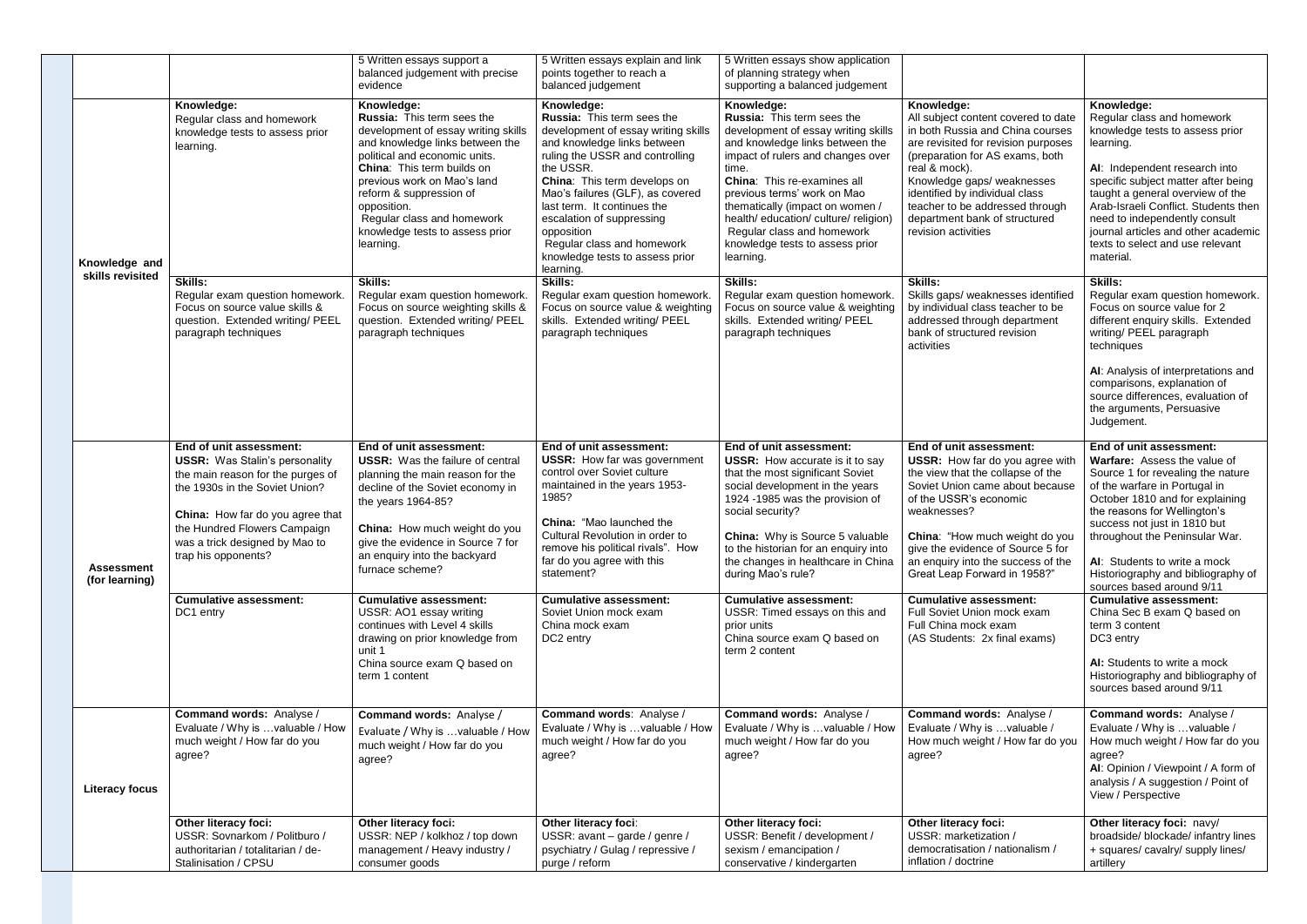| | | | | | | |
|---|---|---|---|---|---|---|
| | | 5 Written essays support a balanced judgement with precise evidence | 5 Written essays explain and link points together to reach a balanced judgement | 5 Written essays show application of planning strategy when supporting a balanced judgement | | |
| **Knowledge and skills revisited** | **Knowledge:** Regular class and homework knowledge tests to assess prior learning. | **Knowledge:** **Russia:** This term sees the development of essay writing skills and knowledge links between the political and economic units. **China**: This term builds on previous work on Mao's land reform & suppression of opposition. Regular class and homework knowledge tests to assess prior learning. | **Knowledge:** **Russia:** This term sees the development of essay writing skills and knowledge links between ruling the USSR and controlling the USSR. **China**: This term develops on Mao's failures (GLF), as covered last term. It continues the escalation of suppressing opposition Regular class and homework knowledge tests to assess prior learning. | **Knowledge:** **Russia:** This term sees the development of essay writing skills and knowledge links between the impact of rulers and changes over time. **China**: This re-examines all previous terms' work on Mao thematically (impact on women / health/ education/ culture/ religion) Regular class and homework knowledge tests to assess prior learning. | **Knowledge:** All subject content covered to date in both Russia and China courses are revisited for revision purposes (preparation for AS exams, both real & mock). Knowledge gaps/ weaknesses identified by individual class teacher to be addressed through department bank of structured revision activities | **Knowledge:** Regular class and homework knowledge tests to assess prior learning. **AI**: Independent research into specific subject matter after being taught a general overview of the Arab-Israeli Conflict. Students then need to independently consult journal articles and other academic texts to select and use relevant material. |
| | **Skills:** Regular exam question homework. Focus on source value skills & question. Extended writing/ PEEL paragraph techniques | **Skills:** Regular exam question homework. Focus on source weighting skills & question. Extended writing/ PEEL paragraph techniques | **Skills:** Regular exam question homework. Focus on source value & weighting skills. Extended writing/ PEEL paragraph techniques | **Skills:** Regular exam question homework. Focus on source value & weighting skills. Extended writing/ PEEL paragraph techniques | **Skills:** Skills gaps/ weaknesses identified by individual class teacher to be addressed through department bank of structured revision activities | **Skills:** Regular exam question homework. Focus on source value for 2 different enquiry skills. Extended writing/ PEEL paragraph techniques **AI**: Analysis of interpretations and comparisons, explanation of source differences, evaluation of the arguments, Persuasive Judgement. |
| **Assessment (for learning)** | **End of unit assessment:** **USSR:** Was Stalin's personality the main reason for the purges of the 1930s in the Soviet Union? **China:** How far do you agree that the Hundred Flowers Campaign was a trick designed by Mao to trap his opponents? | **End of unit assessment:** **USSR:** Was the failure of central planning the main reason for the decline of the Soviet economy in the years 1964-85? **China:** How much weight do you give the evidence in Source 7 for an enquiry into the backyard furnace scheme? | **End of unit assessment:** **USSR:** How far was government control over Soviet culture maintained in the years 1953-1985? **China:** "Mao launched the Cultural Revolution in order to remove his political rivals". How far do you agree with this statement? | **End of unit assessment:** **USSR:** How accurate is it to say that the most significant Soviet social development in the years 1924 -1985 was the provision of social security? **China:** Why is Source 5 valuable to the historian for an enquiry into the changes in healthcare in China during Mao's rule? | **End of unit assessment:** **USSR:** How far do you agree with the view that the collapse of the Soviet Union came about because of the USSR's economic weaknesses? **China**: "How much weight do you give the evidence of Source 5 for an enquiry into the success of the Great Leap Forward in 1958?" | **End of unit assessment:** **Warfare:** Assess the value of Source 1 for revealing the nature of the warfare in Portugal in October 1810 and for explaining the reasons for Wellington's success not just in 1810 but throughout the Peninsular War. **AI**: Students to write a mock Historiography and bibliography of sources based around 9/11 |
| | **Cumulative assessment:** DC1 entry | **Cumulative assessment:** USSR: AO1 essay writing continues with Level 4 skills drawing on prior knowledge from unit 1 China source exam Q based on term 1 content | **Cumulative assessment:** Soviet Union mock exam China mock exam DC2 entry | **Cumulative assessment:** USSR: Timed essays on this and prior units China source exam Q based on term 2 content | **Cumulative assessment:** Full Soviet Union mock exam Full China mock exam (AS Students: 2x final exams) | **Cumulative assessment:** China Sec B exam Q based on term 3 content DC3 entry **AI:** Students to write a mock Historiography and bibliography of sources based around 9/11 |
| **Literacy focus** | **Command words:** Analyse / Evaluate / Why is …valuable / How much weight / How far do you agree? | **Command words:** Analyse / Evaluate / Why is …valuable / How much weight / How far do you agree? | **Command words**: Analyse / Evaluate / Why is …valuable / How much weight / How far do you agree? | **Command words:** Analyse / Evaluate / Why is …valuable / How much weight / How far do you agree? | **Command words:** Analyse / Evaluate / Why is …valuable / How much weight / How far do you agree? | **Command words:** Analyse / Evaluate / Why is …valuable / How much weight / How far do you agree? **AI**: Opinion / Viewpoint / A form of analysis / A suggestion / Point of View / Perspective |
| | **Other literacy foci:** USSR: Sovnarkom / Politburo / authoritarian / totalitarian / de-Stalinisation / CPSU | **Other literacy foci:** USSR: NEP / kolkhoz / top down management / Heavy industry / consumer goods | **Other literacy foci**: USSR: avant – garde / genre / psychiatry / Gulag / repressive / purge / reform | **Other literacy foci:** USSR: Benefit / development / sexism / emancipation / conservative / kindergarten | **Other literacy foci:** USSR: marketization / democratisation / nationalism / inflation / doctrine | **Other literacy foci:** navy/ broadside/ blockade/ infantry lines + squares/ cavalry/ supply lines/ artillery |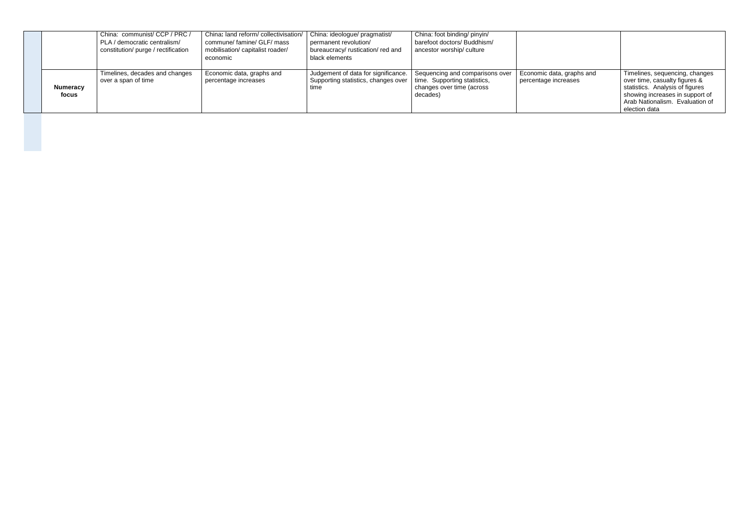| | | | | | | | |
|---|---|---|---|---|---|---|---|
| | | China: communist/ CCP / PRC / PLA / democratic centralism/ constitution/ purge / rectification | China**:** land reform/ collectivisation/ commune/ famine/ GLF/ mass mobilisation/ capitalist roader/ economic | China: ideologue/ pragmatist/ permanent revolution/ bureaucracy/ rustication/ red and black elements | China: foot binding/ pinyin/ barefoot doctors/ Buddhism/ ancestor worship/ culture | | |
| | **Numeracy focus** | Timelines, decades and changes over a span of time | Economic data, graphs and percentage increases | Judgement of data for significance. Supporting statistics, changes over time | Sequencing and comparisons over time. Supporting statistics, changes over time (across decades) | Economic data, graphs and percentage increases | Timelines, sequencing, changes over time, casualty figures & statistics. Analysis of figures showing increases in support of Arab Nationalism. Evaluation of election data |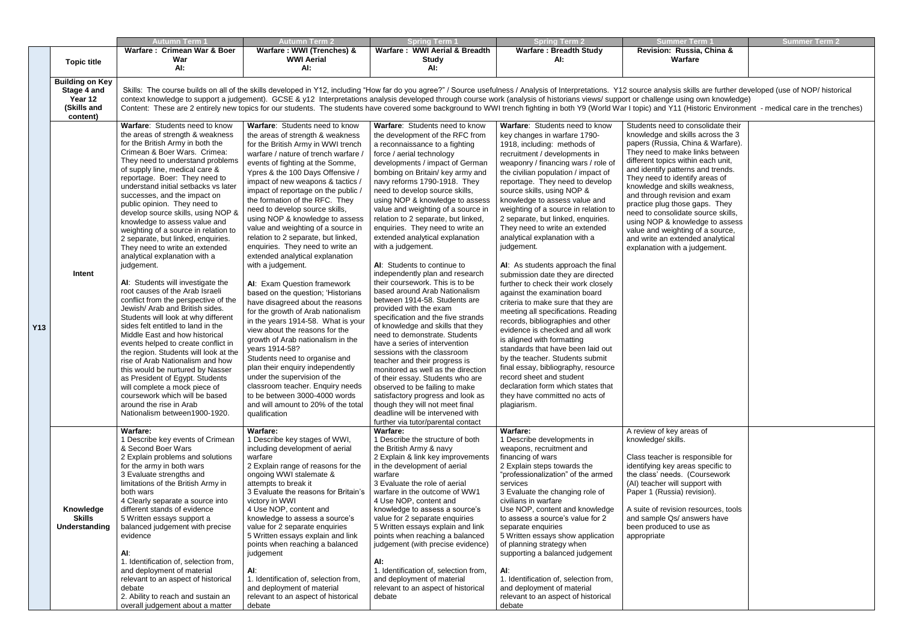| | | Autumn Term 1 | Autumn Term 2 | Spring Term 1 | Spring Term 2 | Summer Term 1 | Summer Term 2 |
|---|---|---|---|---|---|---|---|
| Y13 | Topic title | **Warfare : Crimean War & Boer War**<br>**AI:** | **Warfare : WWI (Trenches) & WWI Aerial**<br>**AI:** | **Warfare : WWI Aerial & Breadth Study**<br>**AI:** | **Warfare : Breadth Study**<br>**AI:** | **Revision: Russia, China & Warfare** | |
| | **Building on Key Stage 4 and Year 12 (Skills and content)** | Skills: The course builds on all of the skills developed in Y12, including "How far do you agree?" / Source usefulness / Analysis of Interpretations. Y12 source analysis skills are further developed (use of NOP/ historical context knowledge to support a judgement). GCSE & y12 Interpretations analysis developed through course work (analysis of historians views/ support or challenge using own knowledge)<br>Content: These are 2 entirely new topics for our students. The students have covered some background to WWI trench fighting in both Y9 (World War I topic) and Y11 (Historic Environment - medical care in the trenches) | | | | | |
| | **Intent** | **Warfare**: Students need to know the areas of strength & weakness for the British Army in both the Crimean & Boer Wars. Crimea: They need to understand problems of supply line, medical care & reportage. Boer: They need to understand initial setbacks vs later successes, and the impact on public opinion. They need to develop source skills, using NOP & knowledge to assess value and weighting of a source in relation to 2 separate, but linked, enquiries. They need to write an extended analytical explanation with a judgement.<br><br>**AI**: Students will investigate the root causes of the Arab Israeli conflict from the perspective of the Jewish/ Arab and British sides. Students will look at why different sides felt entitled to land in the Middle East and how historical events helped to create conflict in the region. Students will look at the rise of Arab Nationalism and how this would be nurtured by Nasser as President of Egypt. Students will complete a mock piece of coursework which will be based around the rise in Arab Nationalism between1900-1920. | **Warfare**: Students need to know the areas of strength & weakness for the British Army in WWI trench warfare / nature of trench warfare / events of fighting at the Somme, Ypres & the 100 Days Offensive / impact of new weapons & tactics / impact of reportage on the public / the formation of the RFC. They need to develop source skills, using NOP & knowledge to assess value and weighting of a source in relation to 2 separate, but linked, enquiries. They need to write an extended analytical explanation with a judgement.<br><br>**AI**: Exam Question framework based on the question; 'Historians have disagreed about the reasons for the growth of Arab nationalism in the years 1914-58. What is your view about the reasons for the growth of Arab nationalism in the years 1914-58?<br>Students need to organise and plan their enquiry independently under the supervision of the classroom teacher. Enquiry needs to be between 3000-4000 words and will amount to 20% of the total qualification | **Warfare**: Students need to know the development of the RFC from a reconnaissance to a fighting force / aerial technology developments / impact of German bombing on Britain/ key army and navy reforms 1790-1918. They need to develop source skills, using NOP & knowledge to assess value and weighting of a source in relation to 2 separate, but linked, enquiries. They need to write an extended analytical explanation with a judgement.<br><br>**AI**: Students to continue to independently plan and research their coursework. This is to be based around Arab Nationalism between 1914-58. Students are provided with the exam specification and the five strands of knowledge and skills that they need to demonstrate. Students have a series of intervention sessions with the classroom teacher and their progress is monitored as well as the direction of their essay. Students who are observed to be failing to make satisfactory progress and look as though they will not meet final deadline will be intervened with further via tutor/parental contact | **Warfare**: Students need to know key changes in warfare 1790-1918, including: methods of recruitment / developments in weaponry / financing wars / role of the civilian population / impact of reportage. They need to develop source skills, using NOP & knowledge to assess value and weighting of a source in relation to 2 separate, but linked, enquiries. They need to write an extended analytical explanation with a judgement.<br><br>**AI**: As students approach the final submission date they are directed further to check their work closely against the examination board criteria to make sure that they are meeting all specifications. Reading records, bibliographies and other evidence is checked and all work is aligned with formatting standards that have been laid out by the teacher. Students submit final essay, bibliography, resource record sheet and student declaration form which states that they have committed no acts of plagiarism. | Students need to consolidate their knowledge and skills across the 3 papers (Russia, China & Warfare). They need to make links between different topics within each unit, and identify patterns and trends. They need to identify areas of knowledge and skills weakness, and through revision and exam practice plug those gaps. They need to consolidate source skills, using NOP & knowledge to assess value and weighting of a source, and write an extended analytical explanation with a judgement. | |
| | **Knowledge Skills Understanding** | **Warfare:**<br>1 Describe key events of Crimean & Second Boer Wars<br>2 Explain problems and solutions for the army in both wars<br>3 Evaluate strengths and limitations of the British Army in both wars<br>4 Clearly separate a source into different stands of evidence<br>5 Written essays support a balanced judgement with precise evidence<br><br>**AI**:<br>1. Identification of, selection from, and deployment of material relevant to an aspect of historical debate<br>2. Ability to reach and sustain an overall judgement about a matter | **Warfare:**<br>1 Describe key stages of WWI, including development of aerial warfare<br>2 Explain range of reasons for the ongoing WWI stalemate & attempts to break it<br>3 Evaluate the reasons for Britain's victory in WWI<br>4 Use NOP, content and knowledge to assess a source's value for 2 separate enquiries<br>5 Written essays explain and link points when reaching a balanced judgement<br><br>**AI**:<br>1. Identification of, selection from, and deployment of material relevant to an aspect of historical debate | **Warfare:**<br>1 Describe the structure of both the British Army & navy<br>2 Explain & link key improvements in the development of aerial warfare<br>3 Evaluate the role of aerial warfare in the outcome of WW1<br>4 Use NOP, content and knowledge to assess a source's value for 2 separate enquiries<br>5 Written essays explain and link points when reaching a balanced judgement (with precise evidence)<br><br>**AI:**<br>1. Identification of, selection from, and deployment of material relevant to an aspect of historical debate | **Warfare:**<br>1 Describe developments in weapons, recruitment and financing of wars<br>2 Explain steps towards the "professionalization" of the armed services<br>3 Evaluate the changing role of civilians in warfare<br>Use NOP, content and knowledge to assess a source's value for 2 separate enquiries<br>5 Written essays show application of planning strategy when supporting a balanced judgement<br><br>**AI**:<br>1. Identification of, selection from, and deployment of material relevant to an aspect of historical debate | A review of key areas of knowledge/ skills.<br><br>Class teacher is responsible for identifying key areas specific to the class' needs. (Coursework (AI) teacher will support with Paper 1 (Russia) revision).<br><br>A suite of revision resources, tools and sample Qs/ answers have been produced to use as appropriate | |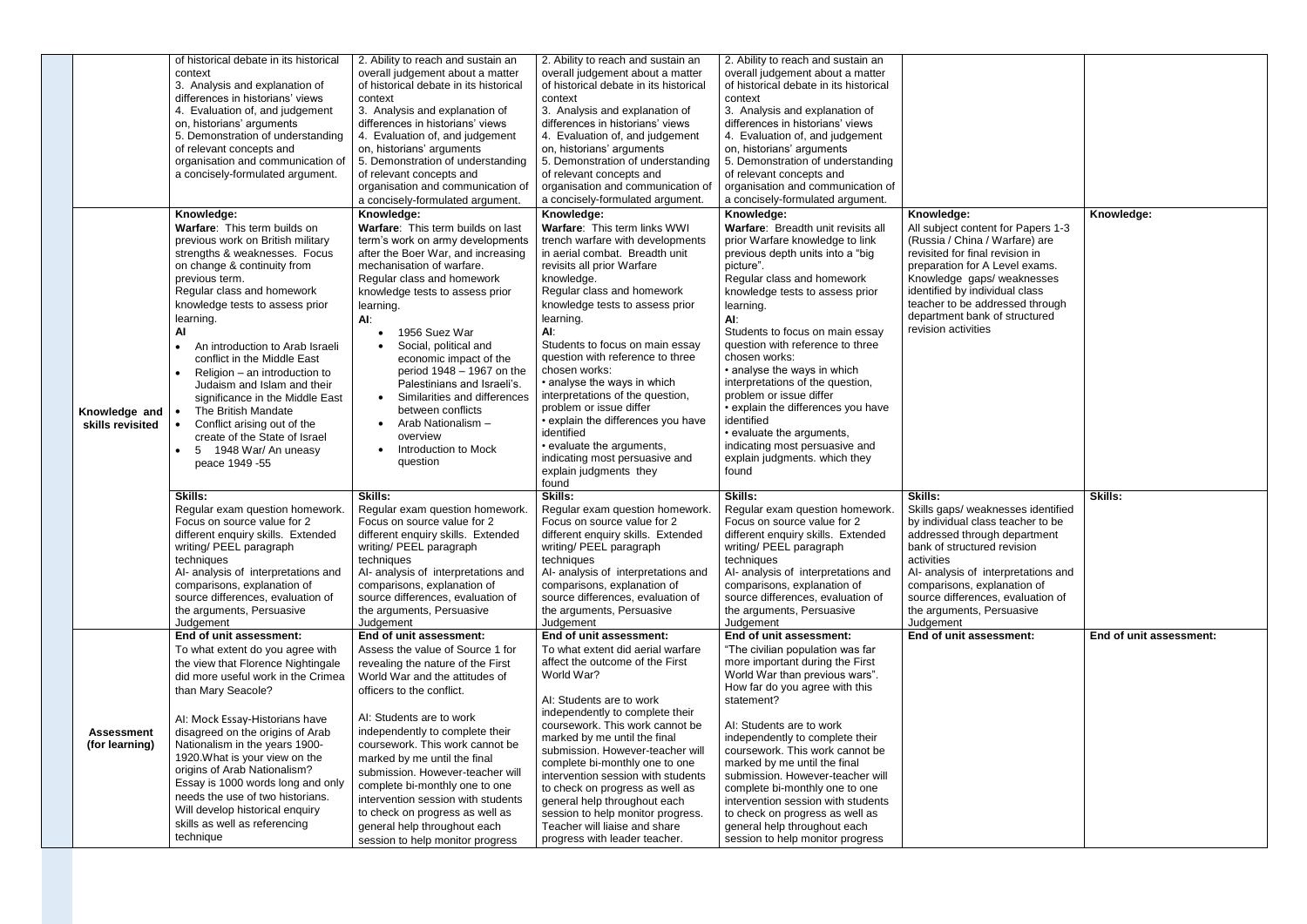| | | | | | | |
|---|---|---|---|---|---|---|
| | of historical debate in its historical context<br>3. Analysis and explanation of differences in historians' views<br>4. Evaluation of, and judgement on, historians' arguments<br>5. Demonstration of understanding of relevant concepts and organisation and communication of a concisely-formulated argument. | 2. Ability to reach and sustain an overall judgement about a matter of historical debate in its historical context<br>3. Analysis and explanation of differences in historians' views<br>4. Evaluation of, and judgement on, historians' arguments<br>5. Demonstration of understanding of relevant concepts and organisation and communication of a concisely-formulated argument. | 2. Ability to reach and sustain an overall judgement about a matter of historical debate in its historical context<br>3. Analysis and explanation of differences in historians' views<br>4. Evaluation of, and judgement on, historians' arguments<br>5. Demonstration of understanding of relevant concepts and organisation and communication of a concisely-formulated argument. | 2. Ability to reach and sustain an overall judgement about a matter of historical debate in its historical context<br>3. Analysis and explanation of differences in historians' views<br>4. Evaluation of, and judgement on, historians' arguments<br>5. Demonstration of understanding of relevant concepts and organisation and communication of a concisely-formulated argument. | | |
| **Knowledge and skills revisited** | **Knowledge:**<br>**Warfare**: This term builds on previous work on British military strengths & weaknesses. Focus on change & continuity from previous term.<br>Regular class and homework knowledge tests to assess prior learning.<br>**AI**<br>• An introduction to Arab Israeli conflict in the Middle East<br>• Religion – an introduction to Judaism and Islam and their significance in the Middle East<br>• The British Mandate<br>• Conflict arising out of the create of the State of Israel<br>• 5 1948 War/ An uneasy peace 1949 -55 | **Knowledge:**<br>**Warfare**: This term builds on last term's work on army developments after the Boer War, and increasing mechanisation of warfare.<br>Regular class and homework knowledge tests to assess prior learning.<br>**AI**:<br>• 1956 Suez War<br>• Social, political and economic impact of the period 1948 – 1967 on the Palestinians and Israeli's.<br>• Similarities and differences between conflicts<br>• Arab Nationalism – overview<br>• Introduction to Mock question | **Knowledge:**<br>**Warfare**: This term links WWI trench warfare with developments in aerial combat. Breadth unit revisits all prior Warfare knowledge.<br>Regular class and homework knowledge tests to assess prior learning.<br>**AI**:<br>Students to focus on main essay question with reference to three chosen works:<br>• analyse the ways in which interpretations of the question, problem or issue differ<br>• explain the differences you have identified<br>• evaluate the arguments, indicating most persuasive and explain judgments they found | **Knowledge:**<br>**Warfare**: Breadth unit revisits all prior Warfare knowledge to link previous depth units into a "big picture".<br>Regular class and homework knowledge tests to assess prior learning.<br>**AI**:<br>Students to focus on main essay question with reference to three chosen works:<br>• analyse the ways in which interpretations of the question, problem or issue differ<br>• explain the differences you have identified<br>• evaluate the arguments, indicating most persuasive and explain judgments. which they found | **Knowledge:**<br>All subject content for Papers 1-3 (Russia / China / Warfare) are revisited for final revision in preparation for A Level exams. Knowledge gaps/ weaknesses identified by individual class teacher to be addressed through department bank of structured revision activities | **Knowledge:** |
| | **Skills:**<br>Regular exam question homework. Focus on source value for 2 different enquiry skills. Extended writing/ PEEL paragraph techniques<br>AI- analysis of interpretations and comparisons, explanation of source differences, evaluation of the arguments, Persuasive Judgement | **Skills:**<br>Regular exam question homework. Focus on source value for 2 different enquiry skills. Extended writing/ PEEL paragraph techniques<br>AI- analysis of interpretations and comparisons, explanation of source differences, evaluation of the arguments, Persuasive Judgement | **Skills:**<br>Regular exam question homework. Focus on source value for 2 different enquiry skills. Extended writing/ PEEL paragraph techniques<br>AI- analysis of interpretations and comparisons, explanation of source differences, evaluation of the arguments, Persuasive Judgement | **Skills:**<br>Regular exam question homework. Focus on source value for 2 different enquiry skills. Extended writing/ PEEL paragraph techniques<br>AI- analysis of interpretations and comparisons, explanation of source differences, evaluation of the arguments, Persuasive Judgement | **Skills:**<br>Skills gaps/ weaknesses identified by individual class teacher to be addressed through department bank of structured revision activities<br>AI- analysis of interpretations and comparisons, explanation of source differences, evaluation of the arguments, Persuasive Judgement | **Skills:** |
| **Assessment (for learning)** | **End of unit assessment:**<br>To what extent do you agree with the view that Florence Nightingale did more useful work in the Crimea than Mary Seacole?<br><br>AI: Mock Essay-Historians have disagreed on the origins of Arab Nationalism in the years 1900-1920.What is your view on the origins of Arab Nationalism? Essay is 1000 words long and only needs the use of two historians. Will develop historical enquiry skills as well as referencing technique | **End of unit assessment:**<br>Assess the value of Source 1 for revealing the nature of the First World War and the attitudes of officers to the conflict.<br><br>AI: Students are to work independently to complete their coursework. This work cannot be marked by me until the final submission. However-teacher will complete bi-monthly one to one intervention session with students to check on progress as well as general help throughout each session to help monitor progress | **End of unit assessment:**<br>To what extent did aerial warfare affect the outcome of the First World War?<br><br>AI: Students are to work independently to complete their coursework. This work cannot be marked by me until the final submission. However-teacher will complete bi-monthly one to one intervention session with students to check on progress as well as general help throughout each session to help monitor progress. Teacher will liaise and share progress with leader teacher. | **End of unit assessment:**<br>"The civilian population was far more important during the First World War than previous wars". How far do you agree with this statement?<br><br>AI: Students are to work independently to complete their coursework. This work cannot be marked by me until the final submission. However-teacher will complete bi-monthly one to one intervention session with students to check on progress as well as general help throughout each session to help monitor progress | **End of unit assessment:** | **End of unit assessment:** |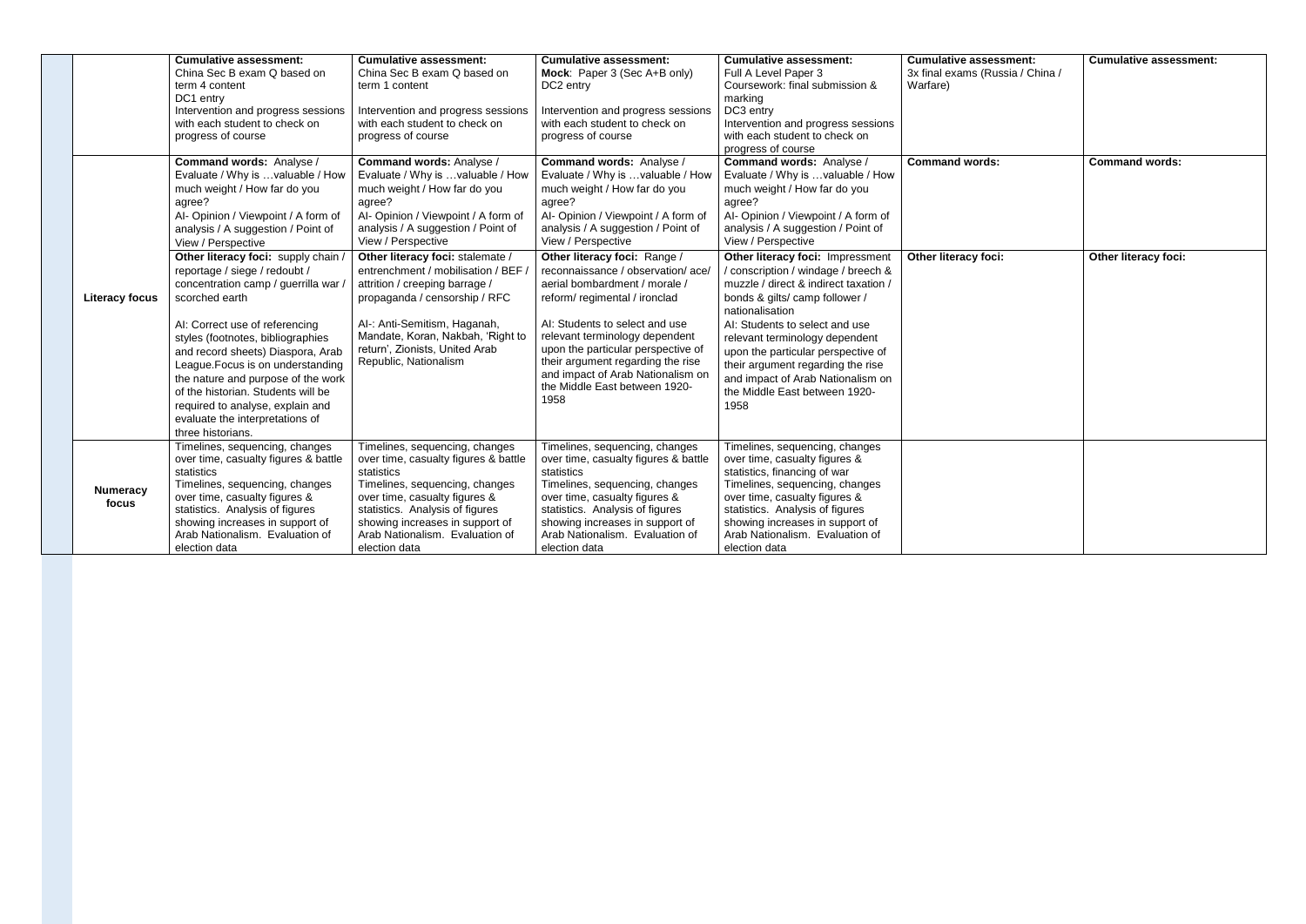| | | | | | | | |
|---|---|---|---|---|---|---|---|
| | | **Cumulative assessment:** China Sec B exam Q based on term 4 content DC1 entry Intervention and progress sessions with each student to check on progress of course | **Cumulative assessment:** China Sec B exam Q based on term 1 content Intervention and progress sessions with each student to check on progress of course | **Cumulative assessment:** **Mock**: Paper 3 (Sec A+B only) DC2 entry Intervention and progress sessions with each student to check on progress of course | **Cumulative assessment:** Full A Level Paper 3 Coursework: final submission & marking DC3 entry Intervention and progress sessions with each student to check on progress of course | **Cumulative assessment:** 3x final exams (Russia / China / Warfare) | **Cumulative assessment:** |
| | **Literacy focus** | **Command words:** Analyse / Evaluate / Why is …valuable / How much weight / How far do you agree? AI- Opinion / Viewpoint / A form of analysis / A suggestion / Point of View / Perspective | **Command words:** Analyse / Evaluate / Why is …valuable / How much weight / How far do you agree? AI- Opinion / Viewpoint / A form of analysis / A suggestion / Point of View / Perspective | **Command words:** Analyse / Evaluate / Why is …valuable / How much weight / How far do you agree? AI- Opinion / Viewpoint / A form of analysis / A suggestion / Point of View / Perspective | **Command words:** Analyse / Evaluate / Why is …valuable / How much weight / How far do you agree? AI- Opinion / Viewpoint / A form of analysis / A suggestion / Point of View / Perspective | **Command words:** | **Command words:** |
| | | **Other literacy foci:** supply chain / reportage / siege / redoubt / concentration camp / guerrilla war / scorched earth<br><br>AI: Correct use of referencing styles (footnotes, bibliographies and record sheets) Diaspora, Arab League.Focus is on understanding the nature and purpose of the work of the historian. Students will be required to analyse, explain and evaluate the interpretations of three historians. | **Other literacy foci:** stalemate / entrenchment / mobilisation / BEF / attrition / creeping barrage / propaganda / censorship / RFC<br><br>AI-: Anti-Semitism, Haganah, Mandate, Koran, Nakbah, 'Right to return', Zionists, United Arab Republic, Nationalism | **Other literacy foci:** Range / reconnaissance / observation/ ace/ aerial bombardment / morale / reform/ regimental / ironclad<br><br>AI: Students to select and use relevant terminology dependent upon the particular perspective of their argument regarding the rise and impact of Arab Nationalism on the Middle East between 1920-1958 | **Other literacy foci:** Impressment / conscription / windage / breech & muzzle / direct & indirect taxation / bonds & gilts/ camp follower / nationalisation<br><br>AI: Students to select and use relevant terminology dependent upon the particular perspective of their argument regarding the rise and impact of Arab Nationalism on the Middle East between 1920-1958 | **Other literacy foci:** | **Other literacy foci:** |
| | **Numeracy focus** | Timelines, sequencing, changes over time, casualty figures & battle statistics Timelines, sequencing, changes over time, casualty figures & statistics. Analysis of figures showing increases in support of Arab Nationalism. Evaluation of election data | Timelines, sequencing, changes over time, casualty figures & battle statistics Timelines, sequencing, changes over time, casualty figures & statistics. Analysis of figures showing increases in support of Arab Nationalism. Evaluation of election data | Timelines, sequencing, changes over time, casualty figures & battle statistics Timelines, sequencing, changes over time, casualty figures & statistics. Analysis of figures showing increases in support of Arab Nationalism. Evaluation of election data | Timelines, sequencing, changes over time, casualty figures & statistics, financing of war Timelines, sequencing, changes over time, casualty figures & statistics. Analysis of figures showing increases in support of Arab Nationalism. Evaluation of election data | | |